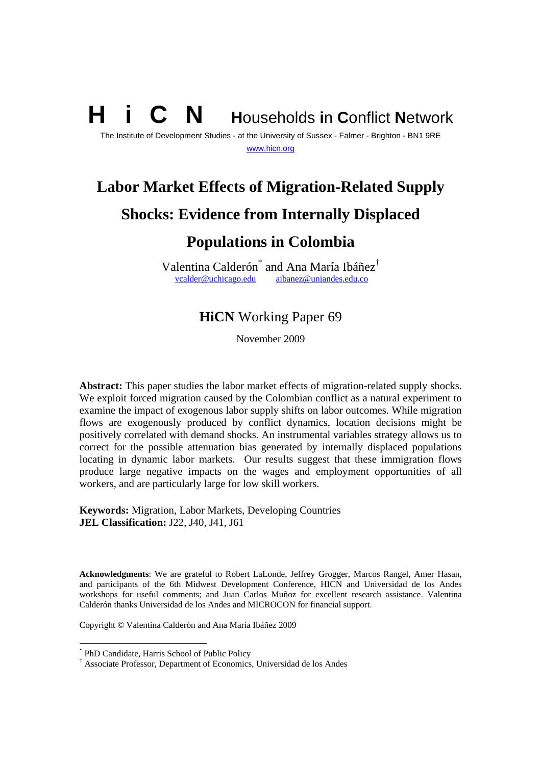**H i C N** **H**ouseholds **i**n **C**onflict **N**etwork

The Institute of Development Studies - at the University of Sussex - Falmer - Brighton - BN1 9RE

www.hicn.org

# Labor Market Effects of Migration-Related Supply Shocks: Evidence from Internally Displaced Populations in Colombia

Valentina Calderón[*] and Ana María Ibáñez[†]

vcalder@uchicago.edu aibanez@uniandes.edu.co

## **HiCN** Working Paper 69

November 2009

**Abstract:** This paper studies the labor market effects of migration-related supply shocks. We exploit forced migration caused by the Colombian conflict as a natural experiment to examine the impact of exogenous labor supply shifts on labor outcomes. While migration flows are exogenously produced by conflict dynamics, location decisions might be positively correlated with demand shocks. An instrumental variables strategy allows us to correct for the possible attenuation bias generated by internally displaced populations locating in dynamic labor markets. Our results suggest that these immigration flows produce large negative impacts on the wages and employment opportunities of all workers, and are particularly large for low skill workers.

**Keywords:** Migration, Labor Markets, Developing Countries

**JEL Classification:** J22, J40, J41, J61

**Acknowledgments**: We are grateful to Robert LaLonde, Jeffrey Grogger, Marcos Rangel, Amer Hasan, and participants of the 6th Midwest Development Conference, HICN and Universidad de los Andes workshops for useful comments; and Juan Carlos Muñoz for excellent research assistance. Valentina Calderón thanks Universidad de los Andes and MICROCON for financial support.

Copyright © Valentina Calderón and Ana María Ibáñez 2009

[*] PhD Candidate, Harris School of Public Policy

[†] Associate Professor, Department of Economics, Universidad de los Andes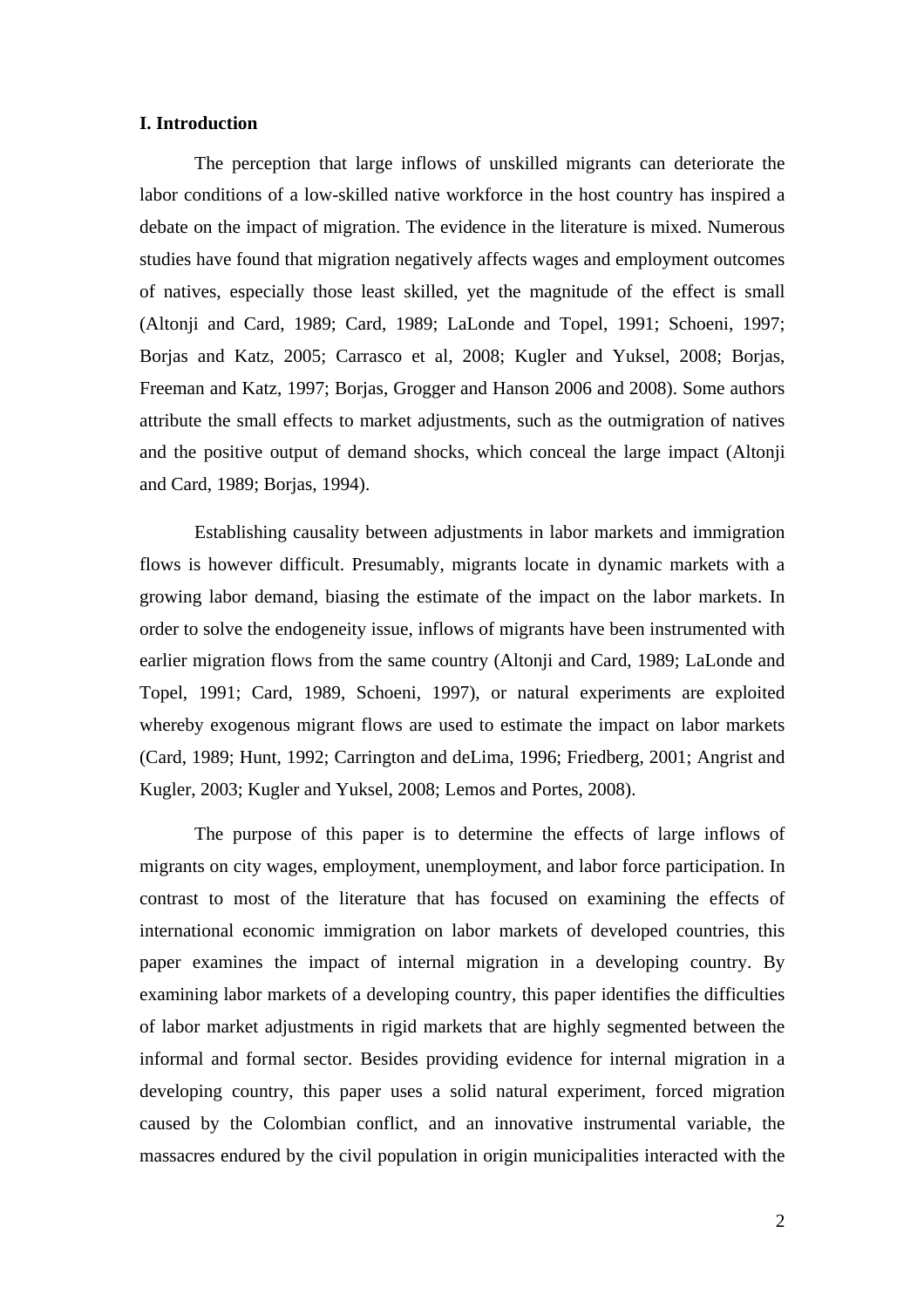## I. Introduction

The perception that large inflows of unskilled migrants can deteriorate the labor conditions of a low-skilled native workforce in the host country has inspired a debate on the impact of migration. The evidence in the literature is mixed. Numerous studies have found that migration negatively affects wages and employment outcomes of natives, especially those least skilled, yet the magnitude of the effect is small (Altonji and Card, 1989; Card, 1989; LaLonde and Topel, 1991; Schoeni, 1997; Borjas and Katz, 2005; Carrasco et al, 2008; Kugler and Yuksel, 2008; Borjas, Freeman and Katz, 1997; Borjas, Grogger and Hanson 2006 and 2008). Some authors attribute the small effects to market adjustments, such as the outmigration of natives and the positive output of demand shocks, which conceal the large impact (Altonji and Card, 1989; Borjas, 1994).

Establishing causality between adjustments in labor markets and immigration flows is however difficult. Presumably, migrants locate in dynamic markets with a growing labor demand, biasing the estimate of the impact on the labor markets. In order to solve the endogeneity issue, inflows of migrants have been instrumented with earlier migration flows from the same country (Altonji and Card, 1989; LaLonde and Topel, 1991; Card, 1989, Schoeni, 1997), or natural experiments are exploited whereby exogenous migrant flows are used to estimate the impact on labor markets (Card, 1989; Hunt, 1992; Carrington and deLima, 1996; Friedberg, 2001; Angrist and Kugler, 2003; Kugler and Yuksel, 2008; Lemos and Portes, 2008).

The purpose of this paper is to determine the effects of large inflows of migrants on city wages, employment, unemployment, and labor force participation. In contrast to most of the literature that has focused on examining the effects of international economic immigration on labor markets of developed countries, this paper examines the impact of internal migration in a developing country. By examining labor markets of a developing country, this paper identifies the difficulties of labor market adjustments in rigid markets that are highly segmented between the informal and formal sector. Besides providing evidence for internal migration in a developing country, this paper uses a solid natural experiment, forced migration caused by the Colombian conflict, and an innovative instrumental variable, the massacres endured by the civil population in origin municipalities interacted with the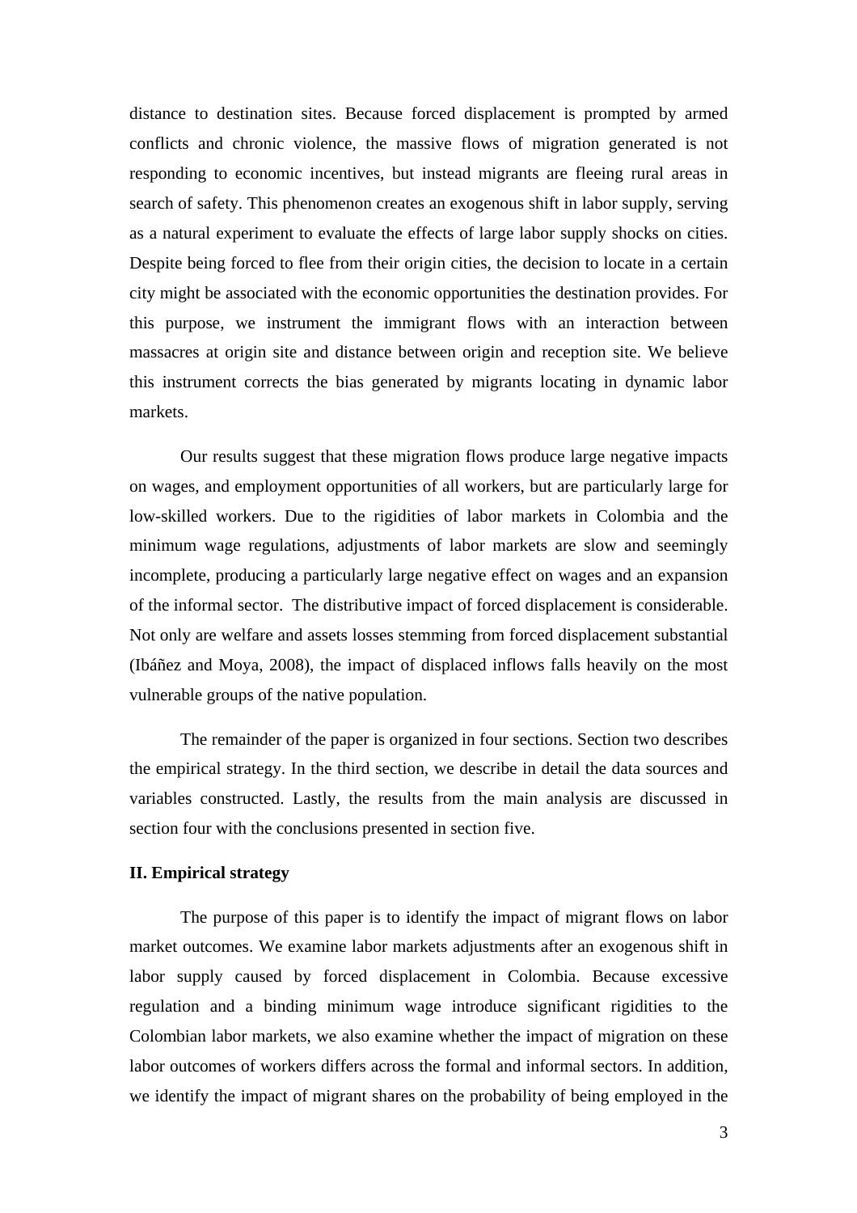distance to destination sites. Because forced displacement is prompted by armed conflicts and chronic violence, the massive flows of migration generated is not responding to economic incentives, but instead migrants are fleeing rural areas in search of safety. This phenomenon creates an exogenous shift in labor supply, serving as a natural experiment to evaluate the effects of large labor supply shocks on cities. Despite being forced to flee from their origin cities, the decision to locate in a certain city might be associated with the economic opportunities the destination provides. For this purpose, we instrument the immigrant flows with an interaction between massacres at origin site and distance between origin and reception site. We believe this instrument corrects the bias generated by migrants locating in dynamic labor markets.

Our results suggest that these migration flows produce large negative impacts on wages, and employment opportunities of all workers, but are particularly large for low-skilled workers. Due to the rigidities of labor markets in Colombia and the minimum wage regulations, adjustments of labor markets are slow and seemingly incomplete, producing a particularly large negative effect on wages and an expansion of the informal sector. The distributive impact of forced displacement is considerable. Not only are welfare and assets losses stemming from forced displacement substantial (Ibáñez and Moya, 2008), the impact of displaced inflows falls heavily on the most vulnerable groups of the native population.

The remainder of the paper is organized in four sections. Section two describes the empirical strategy. In the third section, we describe in detail the data sources and variables constructed. Lastly, the results from the main analysis are discussed in section four with the conclusions presented in section five.

## II. Empirical strategy

The purpose of this paper is to identify the impact of migrant flows on labor market outcomes. We examine labor markets adjustments after an exogenous shift in labor supply caused by forced displacement in Colombia. Because excessive regulation and a binding minimum wage introduce significant rigidities to the Colombian labor markets, we also examine whether the impact of migration on these labor outcomes of workers differs across the formal and informal sectors. In addition, we identify the impact of migrant shares on the probability of being employed in the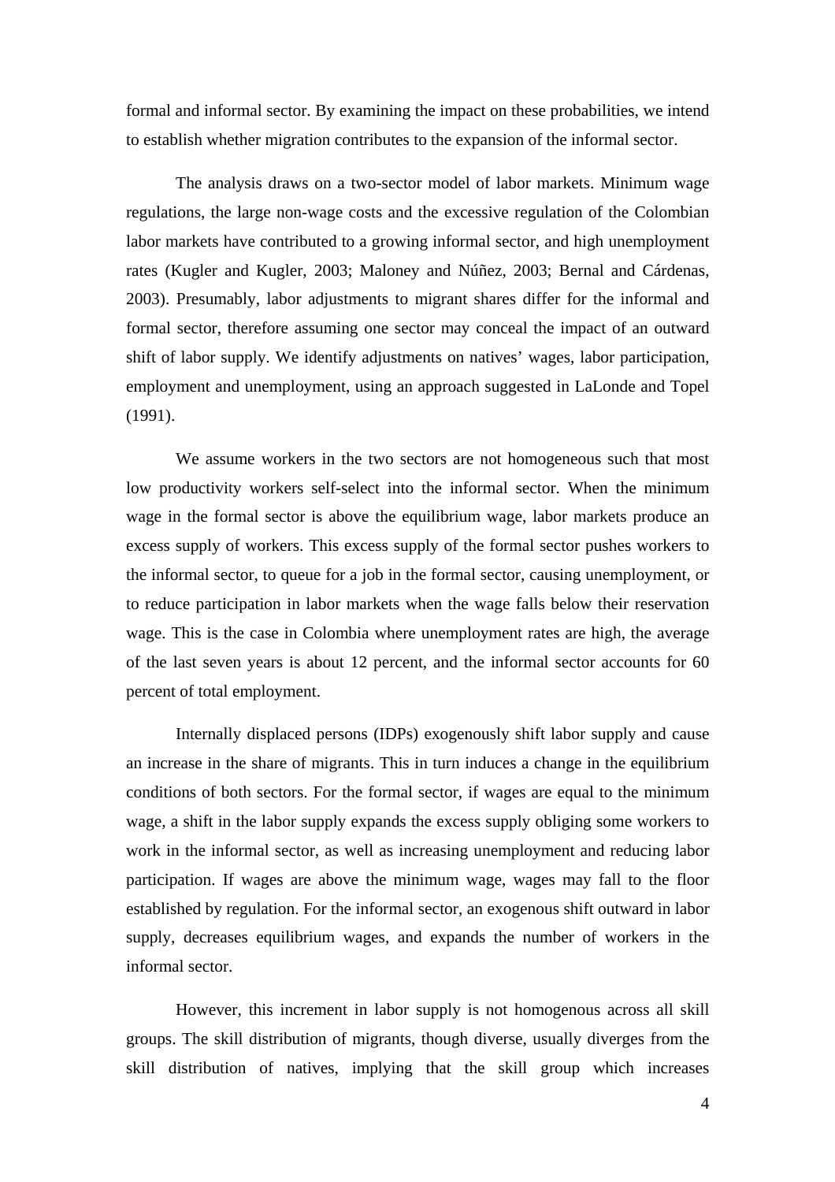formal and informal sector. By examining the impact on these probabilities, we intend to establish whether migration contributes to the expansion of the informal sector.

The analysis draws on a two-sector model of labor markets. Minimum wage regulations, the large non-wage costs and the excessive regulation of the Colombian labor markets have contributed to a growing informal sector, and high unemployment rates (Kugler and Kugler, 2003; Maloney and Núñez, 2003; Bernal and Cárdenas, 2003). Presumably, labor adjustments to migrant shares differ for the informal and formal sector, therefore assuming one sector may conceal the impact of an outward shift of labor supply. We identify adjustments on natives' wages, labor participation, employment and unemployment, using an approach suggested in LaLonde and Topel (1991).

We assume workers in the two sectors are not homogeneous such that most low productivity workers self-select into the informal sector. When the minimum wage in the formal sector is above the equilibrium wage, labor markets produce an excess supply of workers. This excess supply of the formal sector pushes workers to the informal sector, to queue for a job in the formal sector, causing unemployment, or to reduce participation in labor markets when the wage falls below their reservation wage. This is the case in Colombia where unemployment rates are high, the average of the last seven years is about 12 percent, and the informal sector accounts for 60 percent of total employment.

Internally displaced persons (IDPs) exogenously shift labor supply and cause an increase in the share of migrants. This in turn induces a change in the equilibrium conditions of both sectors. For the formal sector, if wages are equal to the minimum wage, a shift in the labor supply expands the excess supply obliging some workers to work in the informal sector, as well as increasing unemployment and reducing labor participation. If wages are above the minimum wage, wages may fall to the floor established by regulation. For the informal sector, an exogenous shift outward in labor supply, decreases equilibrium wages, and expands the number of workers in the informal sector.

However, this increment in labor supply is not homogenous across all skill groups. The skill distribution of migrants, though diverse, usually diverges from the skill distribution of natives, implying that the skill group which increases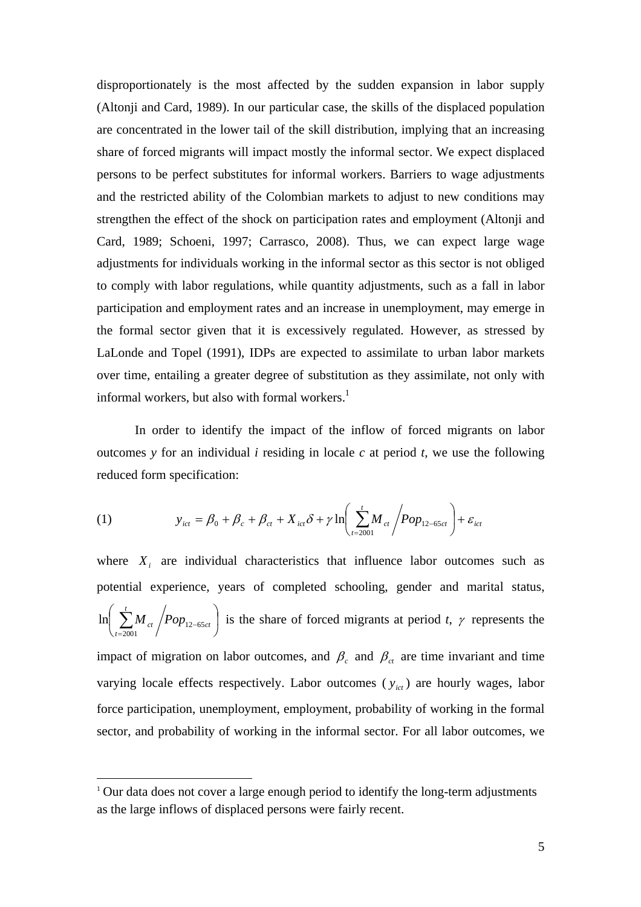disproportionately is the most affected by the sudden expansion in labor supply (Altonji and Card, 1989). In our particular case, the skills of the displaced population are concentrated in the lower tail of the skill distribution, implying that an increasing share of forced migrants will impact mostly the informal sector. We expect displaced persons to be perfect substitutes for informal workers. Barriers to wage adjustments and the restricted ability of the Colombian markets to adjust to new conditions may strengthen the effect of the shock on participation rates and employment (Altonji and Card, 1989; Schoeni, 1997; Carrasco, 2008). Thus, we can expect large wage adjustments for individuals working in the informal sector as this sector is not obliged to comply with labor regulations, while quantity adjustments, such as a fall in labor participation and employment rates and an increase in unemployment, may emerge in the formal sector given that it is excessively regulated. However, as stressed by LaLonde and Topel (1991), IDPs are expected to assimilate to urban labor markets over time, entailing a greater degree of substitution as they assimilate, not only with informal workers, but also with formal workers.[1]

In order to identify the impact of the inflow of forced migrants on labor outcomes *y* for an individual *i* residing in locale *c* at period *t*, we use the following reduced form specification:

$$y_{ict} = \beta_0 + \beta_c + \beta_{ct} + X_{ict}\delta + \gamma \ln\left( \sum_{t=2001}^{t} M_{ct} \Big/ Pop_{12-65ct} \right) + \varepsilon_{ict} \tag{1}$$

where $X_i$ are individual characteristics that influence labor outcomes such as potential experience, years of completed schooling, gender and marital status, $\ln\left( \sum_{t=2001}^{t} M_{ct} \Big/ Pop_{12-65ct} \right)$ is the share of forced migrants at period *t*, $\gamma$ represents the impact of migration on labor outcomes, and $\beta_c$ and $\beta_{ct}$ are time invariant and time varying locale effects respectively. Labor outcomes ($y_{ict}$) are hourly wages, labor force participation, unemployment, employment, probability of working in the formal sector, and probability of working in the informal sector. For all labor outcomes, we

[1] Our data does not cover a large enough period to identify the long-term adjustments as the large inflows of displaced persons were fairly recent.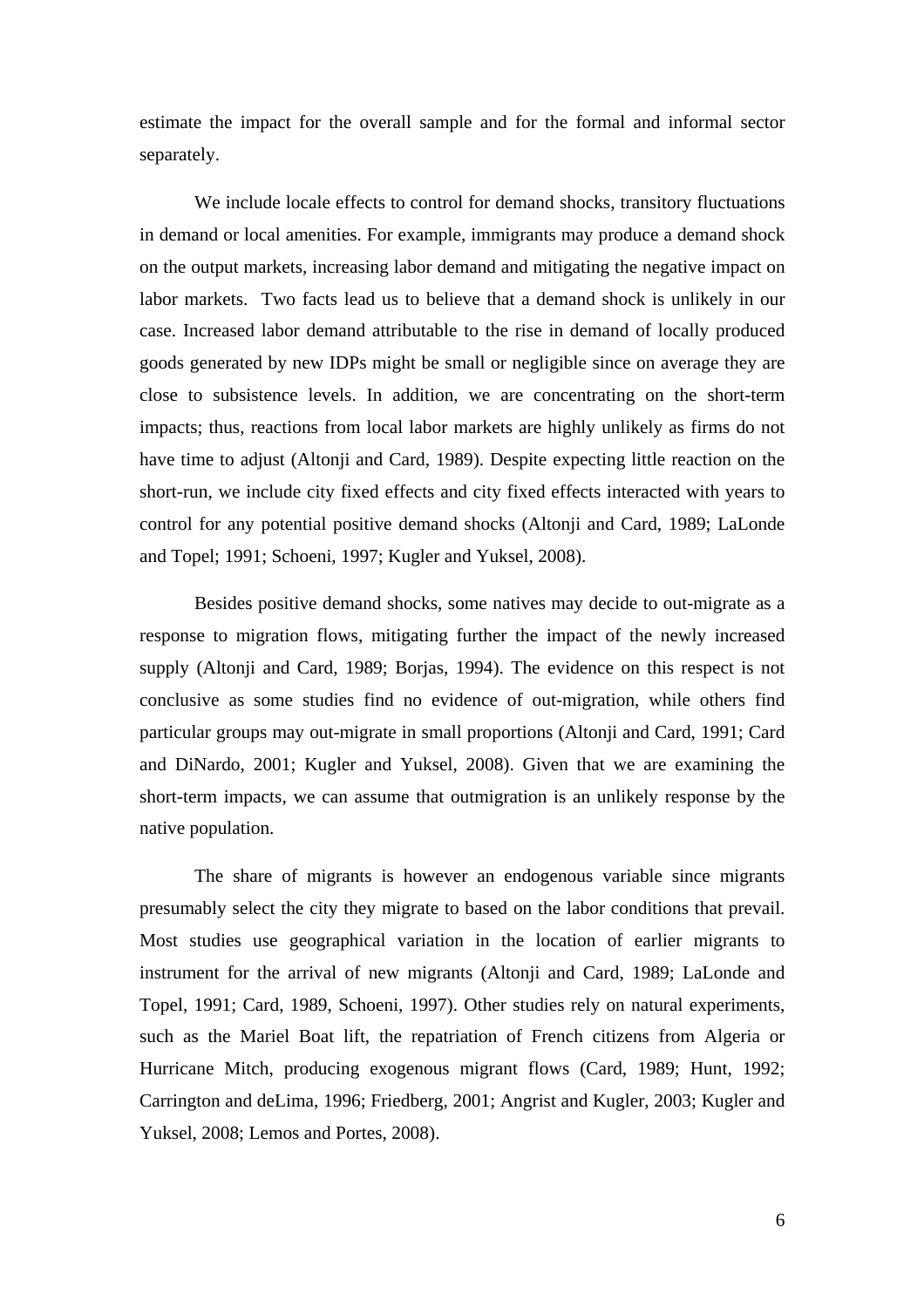estimate the impact for the overall sample and for the formal and informal sector separately.

We include locale effects to control for demand shocks, transitory fluctuations in demand or local amenities. For example, immigrants may produce a demand shock on the output markets, increasing labor demand and mitigating the negative impact on labor markets. Two facts lead us to believe that a demand shock is unlikely in our case. Increased labor demand attributable to the rise in demand of locally produced goods generated by new IDPs might be small or negligible since on average they are close to subsistence levels. In addition, we are concentrating on the short-term impacts; thus, reactions from local labor markets are highly unlikely as firms do not have time to adjust (Altonji and Card, 1989). Despite expecting little reaction on the short-run, we include city fixed effects and city fixed effects interacted with years to control for any potential positive demand shocks (Altonji and Card, 1989; LaLonde and Topel; 1991; Schoeni, 1997; Kugler and Yuksel, 2008).

Besides positive demand shocks, some natives may decide to out-migrate as a response to migration flows, mitigating further the impact of the newly increased supply (Altonji and Card, 1989; Borjas, 1994). The evidence on this respect is not conclusive as some studies find no evidence of out-migration, while others find particular groups may out-migrate in small proportions (Altonji and Card, 1991; Card and DiNardo, 2001; Kugler and Yuksel, 2008). Given that we are examining the short-term impacts, we can assume that outmigration is an unlikely response by the native population.

The share of migrants is however an endogenous variable since migrants presumably select the city they migrate to based on the labor conditions that prevail. Most studies use geographical variation in the location of earlier migrants to instrument for the arrival of new migrants (Altonji and Card, 1989; LaLonde and Topel, 1991; Card, 1989, Schoeni, 1997). Other studies rely on natural experiments, such as the Mariel Boat lift, the repatriation of French citizens from Algeria or Hurricane Mitch, producing exogenous migrant flows (Card, 1989; Hunt, 1992; Carrington and deLima, 1996; Friedberg, 2001; Angrist and Kugler, 2003; Kugler and Yuksel, 2008; Lemos and Portes, 2008).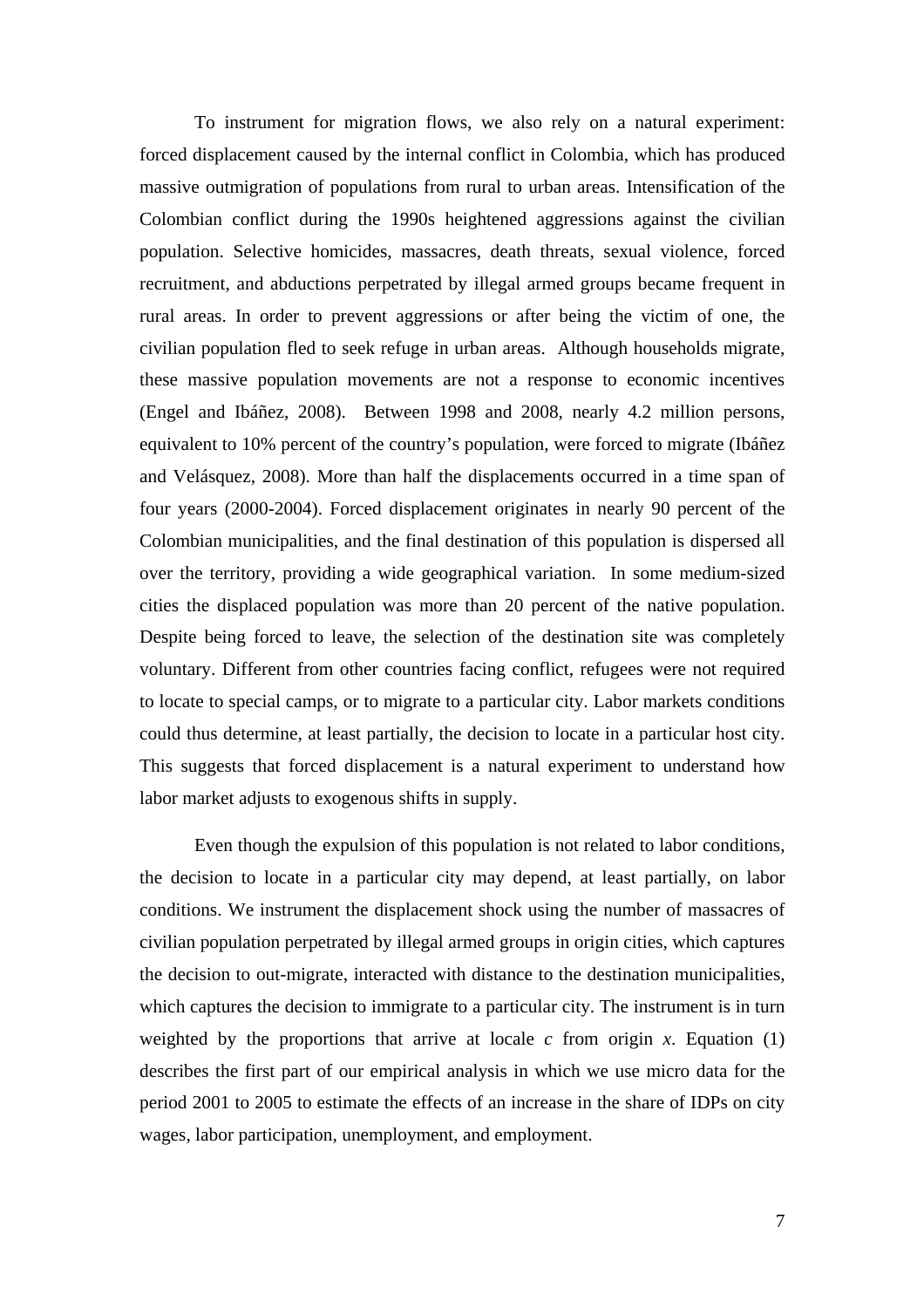To instrument for migration flows, we also rely on a natural experiment: forced displacement caused by the internal conflict in Colombia, which has produced massive outmigration of populations from rural to urban areas. Intensification of the Colombian conflict during the 1990s heightened aggressions against the civilian population. Selective homicides, massacres, death threats, sexual violence, forced recruitment, and abductions perpetrated by illegal armed groups became frequent in rural areas. In order to prevent aggressions or after being the victim of one, the civilian population fled to seek refuge in urban areas. Although households migrate, these massive population movements are not a response to economic incentives (Engel and Ibáñez, 2008). Between 1998 and 2008, nearly 4.2 million persons, equivalent to 10% percent of the country's population, were forced to migrate (Ibáñez and Velásquez, 2008). More than half the displacements occurred in a time span of four years (2000-2004). Forced displacement originates in nearly 90 percent of the Colombian municipalities, and the final destination of this population is dispersed all over the territory, providing a wide geographical variation. In some medium-sized cities the displaced population was more than 20 percent of the native population. Despite being forced to leave, the selection of the destination site was completely voluntary. Different from other countries facing conflict, refugees were not required to locate to special camps, or to migrate to a particular city. Labor markets conditions could thus determine, at least partially, the decision to locate in a particular host city. This suggests that forced displacement is a natural experiment to understand how labor market adjusts to exogenous shifts in supply.

Even though the expulsion of this population is not related to labor conditions, the decision to locate in a particular city may depend, at least partially, on labor conditions. We instrument the displacement shock using the number of massacres of civilian population perpetrated by illegal armed groups in origin cities, which captures the decision to out-migrate, interacted with distance to the destination municipalities, which captures the decision to immigrate to a particular city. The instrument is in turn weighted by the proportions that arrive at locale $c$ from origin $x$. Equation (1) describes the first part of our empirical analysis in which we use micro data for the period 2001 to 2005 to estimate the effects of an increase in the share of IDPs on city wages, labor participation, unemployment, and employment.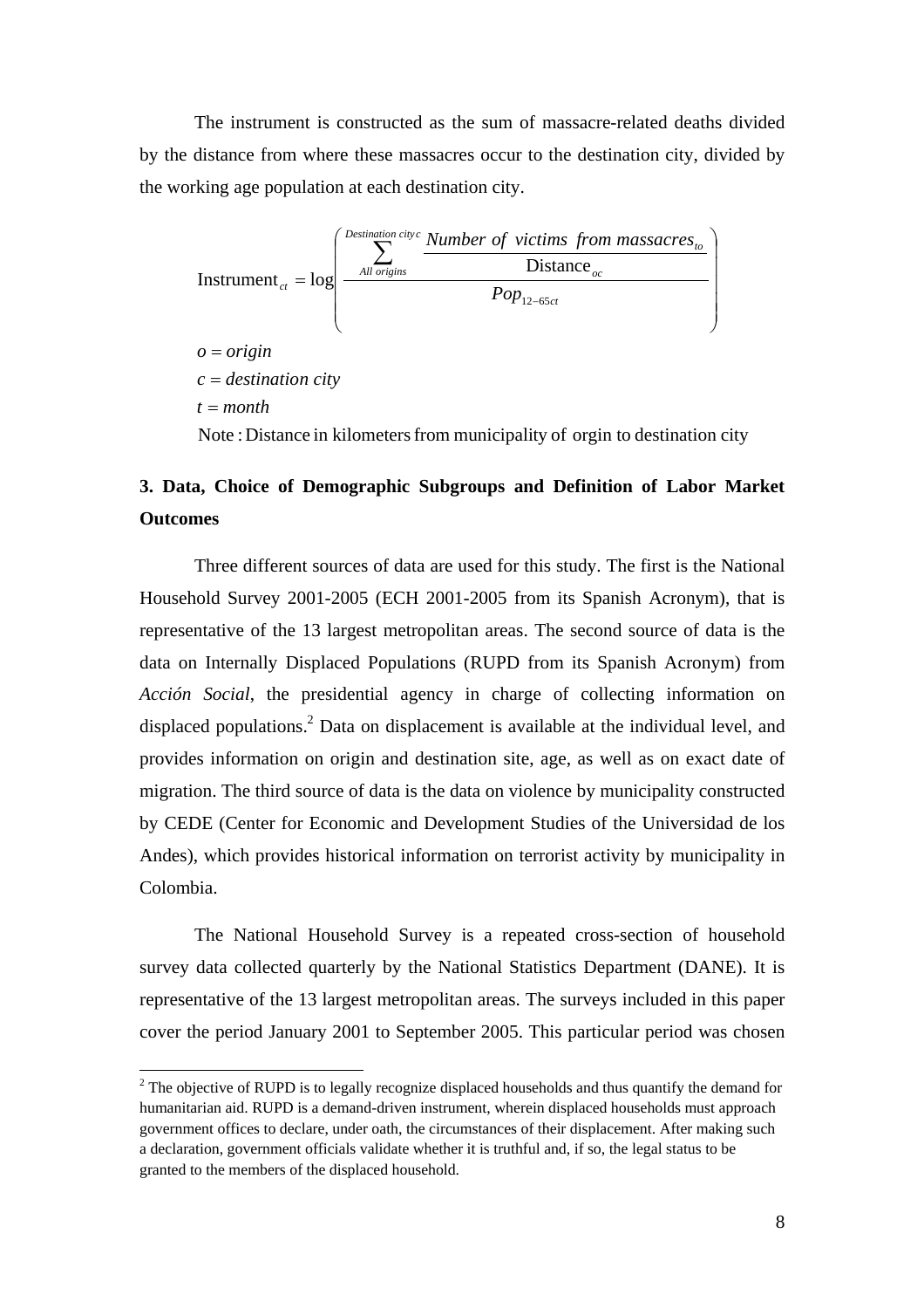The instrument is constructed as the sum of massacre-related deaths divided by the distance from where these massacres occur to the destination city, divided by the working age population at each destination city.

$$\text{Instrument}_{ct} = \log\left( \frac{\sum_{All\ origins}^{Destination\ city\ c} \frac{Number\ of\ victims\ from\ massacres_{to}}{\text{Distance}_{oc}}}{Pop_{12-65ct}} \right)$$

$o = origin$

$c = destination\ city$

$t = month$

Note : Distance in kilometers from municipality of orgin to destination city

## 3. Data, Choice of Demographic Subgroups and Definition of Labor Market Outcomes

Three different sources of data are used for this study. The first is the National Household Survey 2001-2005 (ECH 2001-2005 from its Spanish Acronym), that is representative of the 13 largest metropolitan areas. The second source of data is the data on Internally Displaced Populations (RUPD from its Spanish Acronym) from *Acción Social*, the presidential agency in charge of collecting information on displaced populations.[2] Data on displacement is available at the individual level, and provides information on origin and destination site, age, as well as on exact date of migration. The third source of data is the data on violence by municipality constructed by CEDE (Center for Economic and Development Studies of the Universidad de los Andes), which provides historical information on terrorist activity by municipality in Colombia.

The National Household Survey is a repeated cross-section of household survey data collected quarterly by the National Statistics Department (DANE). It is representative of the 13 largest metropolitan areas. The surveys included in this paper cover the period January 2001 to September 2005. This particular period was chosen

[2] The objective of RUPD is to legally recognize displaced households and thus quantify the demand for humanitarian aid. RUPD is a demand-driven instrument, wherein displaced households must approach government offices to declare, under oath, the circumstances of their displacement. After making such a declaration, government officials validate whether it is truthful and, if so, the legal status to be granted to the members of the displaced household.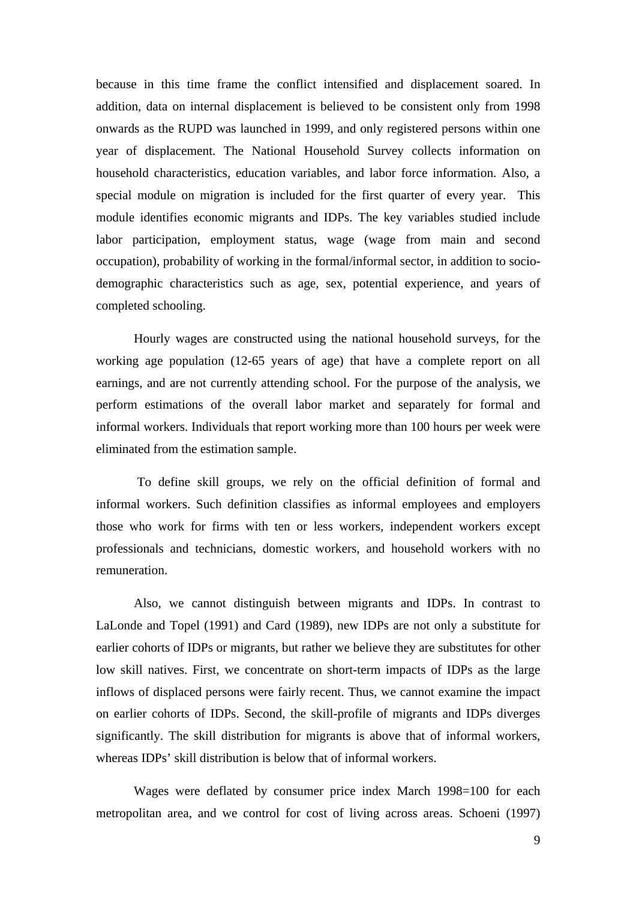because in this time frame the conflict intensified and displacement soared. In addition, data on internal displacement is believed to be consistent only from 1998 onwards as the RUPD was launched in 1999, and only registered persons within one year of displacement. The National Household Survey collects information on household characteristics, education variables, and labor force information. Also, a special module on migration is included for the first quarter of every year. This module identifies economic migrants and IDPs. The key variables studied include labor participation, employment status, wage (wage from main and second occupation), probability of working in the formal/informal sector, in addition to socio-demographic characteristics such as age, sex, potential experience, and years of completed schooling.

Hourly wages are constructed using the national household surveys, for the working age population (12-65 years of age) that have a complete report on all earnings, and are not currently attending school. For the purpose of the analysis, we perform estimations of the overall labor market and separately for formal and informal workers. Individuals that report working more than 100 hours per week were eliminated from the estimation sample.

To define skill groups, we rely on the official definition of formal and informal workers. Such definition classifies as informal employees and employers those who work for firms with ten or less workers, independent workers except professionals and technicians, domestic workers, and household workers with no remuneration.

Also, we cannot distinguish between migrants and IDPs. In contrast to LaLonde and Topel (1991) and Card (1989), new IDPs are not only a substitute for earlier cohorts of IDPs or migrants, but rather we believe they are substitutes for other low skill natives. First, we concentrate on short-term impacts of IDPs as the large inflows of displaced persons were fairly recent. Thus, we cannot examine the impact on earlier cohorts of IDPs. Second, the skill-profile of migrants and IDPs diverges significantly. The skill distribution for migrants is above that of informal workers, whereas IDPs' skill distribution is below that of informal workers.

Wages were deflated by consumer price index March 1998=100 for each metropolitan area, and we control for cost of living across areas. Schoeni (1997)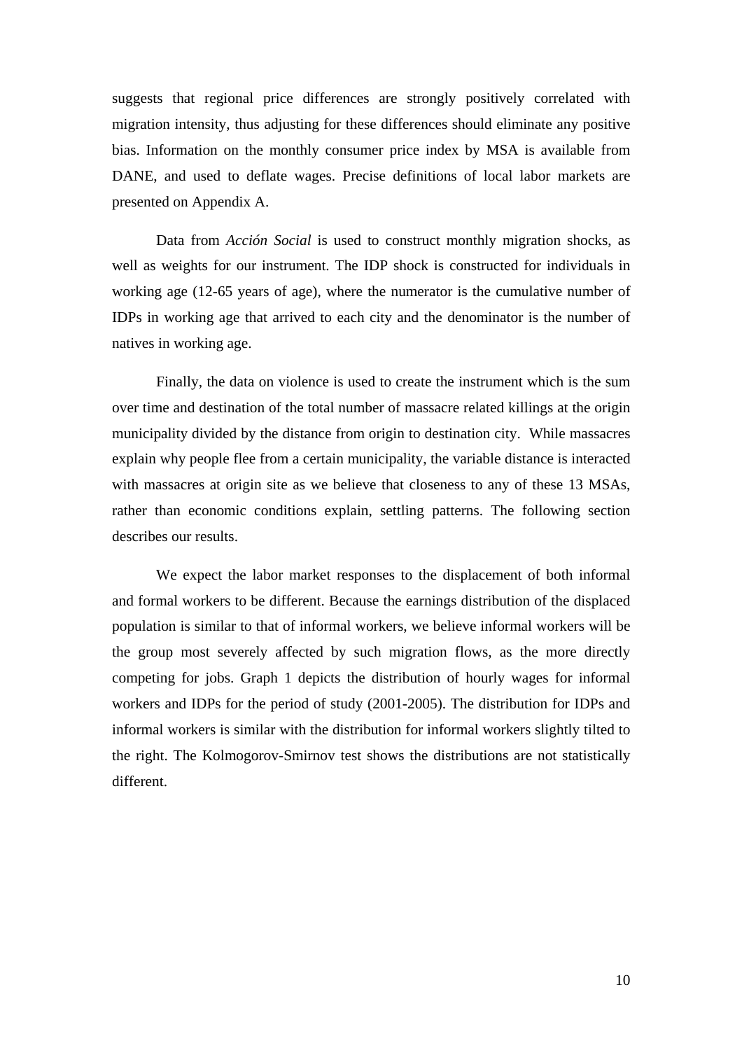suggests that regional price differences are strongly positively correlated with migration intensity, thus adjusting for these differences should eliminate any positive bias. Information on the monthly consumer price index by MSA is available from DANE, and used to deflate wages. Precise definitions of local labor markets are presented on Appendix A.

Data from *Acción Social* is used to construct monthly migration shocks, as well as weights for our instrument. The IDP shock is constructed for individuals in working age (12-65 years of age), where the numerator is the cumulative number of IDPs in working age that arrived to each city and the denominator is the number of natives in working age.

Finally, the data on violence is used to create the instrument which is the sum over time and destination of the total number of massacre related killings at the origin municipality divided by the distance from origin to destination city. While massacres explain why people flee from a certain municipality, the variable distance is interacted with massacres at origin site as we believe that closeness to any of these 13 MSAs, rather than economic conditions explain, settling patterns. The following section describes our results.

We expect the labor market responses to the displacement of both informal and formal workers to be different. Because the earnings distribution of the displaced population is similar to that of informal workers, we believe informal workers will be the group most severely affected by such migration flows, as the more directly competing for jobs. Graph 1 depicts the distribution of hourly wages for informal workers and IDPs for the period of study (2001-2005). The distribution for IDPs and informal workers is similar with the distribution for informal workers slightly tilted to the right. The Kolmogorov-Smirnov test shows the distributions are not statistically different.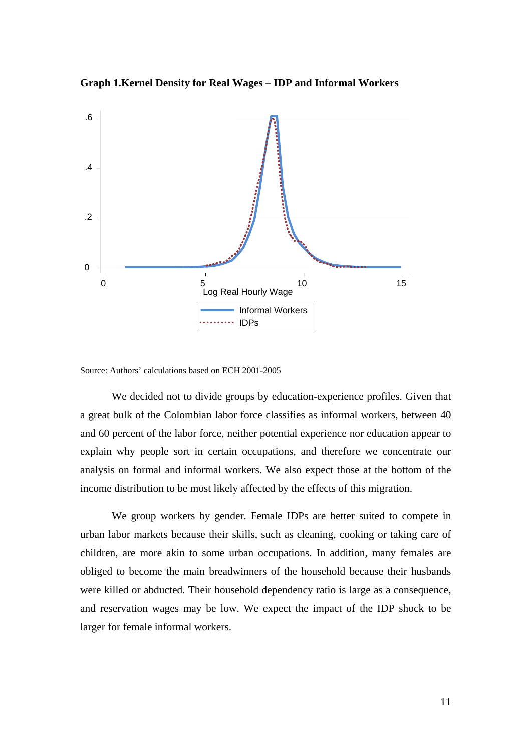**Graph 1.Kernel Density for Real Wages – IDP and Informal Workers**

Source: Authors' calculations based on ECH 2001-2005

We decided not to divide groups by education-experience profiles. Given that a great bulk of the Colombian labor force classifies as informal workers, between 40 and 60 percent of the labor force, neither potential experience nor education appear to explain why people sort in certain occupations, and therefore we concentrate our analysis on formal and informal workers. We also expect those at the bottom of the income distribution to be most likely affected by the effects of this migration.

We group workers by gender. Female IDPs are better suited to compete in urban labor markets because their skills, such as cleaning, cooking or taking care of children, are more akin to some urban occupations. In addition, many females are obliged to become the main breadwinners of the household because their husbands were killed or abducted. Their household dependency ratio is large as a consequence, and reservation wages may be low. We expect the impact of the IDP shock to be larger for female informal workers.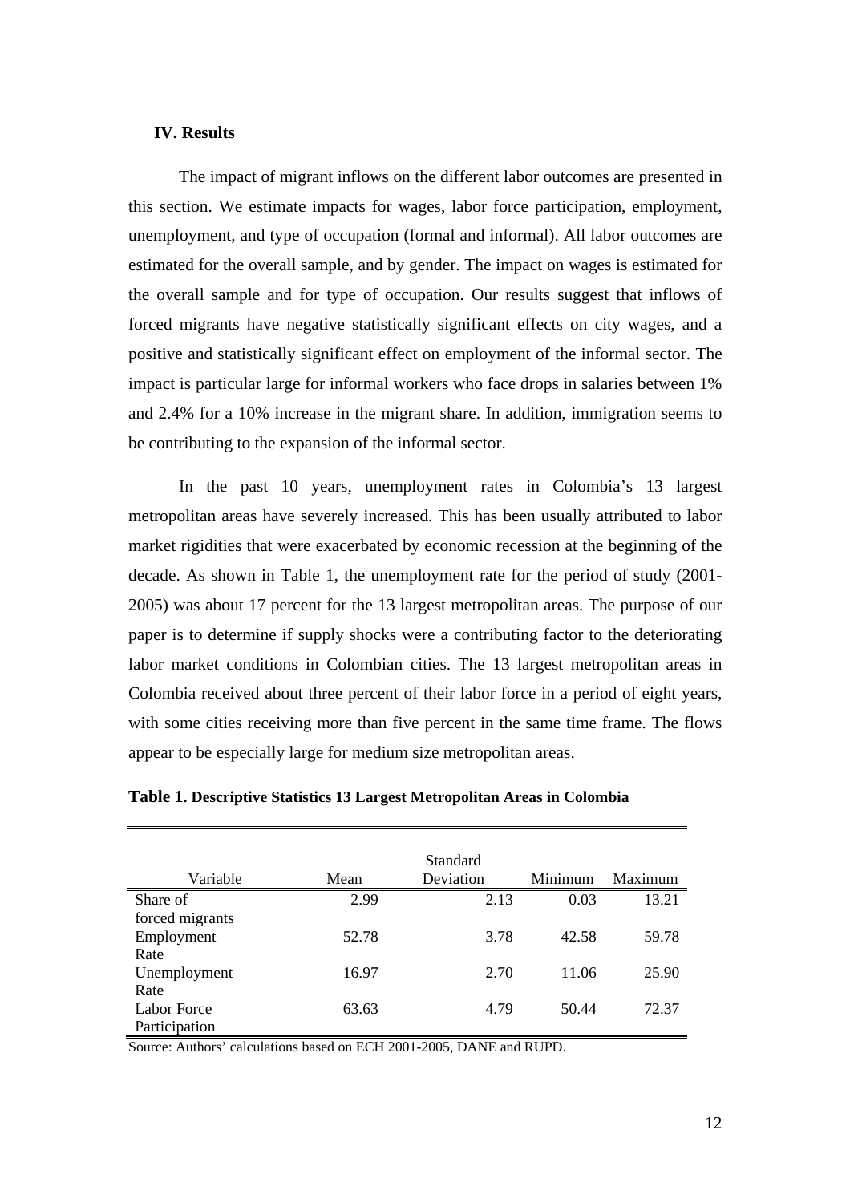## IV. Results

The impact of migrant inflows on the different labor outcomes are presented in this section. We estimate impacts for wages, labor force participation, employment, unemployment, and type of occupation (formal and informal). All labor outcomes are estimated for the overall sample, and by gender. The impact on wages is estimated for the overall sample and for type of occupation. Our results suggest that inflows of forced migrants have negative statistically significant effects on city wages, and a positive and statistically significant effect on employment of the informal sector. The impact is particular large for informal workers who face drops in salaries between 1% and 2.4% for a 10% increase in the migrant share. In addition, immigration seems to be contributing to the expansion of the informal sector.

In the past 10 years, unemployment rates in Colombia's 13 largest metropolitan areas have severely increased. This has been usually attributed to labor market rigidities that were exacerbated by economic recession at the beginning of the decade. As shown in Table 1, the unemployment rate for the period of study (2001-2005) was about 17 percent for the 13 largest metropolitan areas. The purpose of our paper is to determine if supply shocks were a contributing factor to the deteriorating labor market conditions in Colombian cities. The 13 largest metropolitan areas in Colombia received about three percent of their labor force in a period of eight years, with some cities receiving more than five percent in the same time frame. The flows appear to be especially large for medium size metropolitan areas.

**Table 1. Descriptive Statistics 13 Largest Metropolitan Areas in Colombia**

| Variable | Mean | Standard Deviation | Minimum | Maximum |
|---|---|---|---|---|
| Share of forced migrants | 2.99 | 2.13 | 0.03 | 13.21 |
| Employment Rate | 52.78 | 3.78 | 42.58 | 59.78 |
| Unemployment Rate | 16.97 | 2.70 | 11.06 | 25.90 |
| Labor Force Participation | 63.63 | 4.79 | 50.44 | 72.37 |

Source: Authors' calculations based on ECH 2001-2005, DANE and RUPD.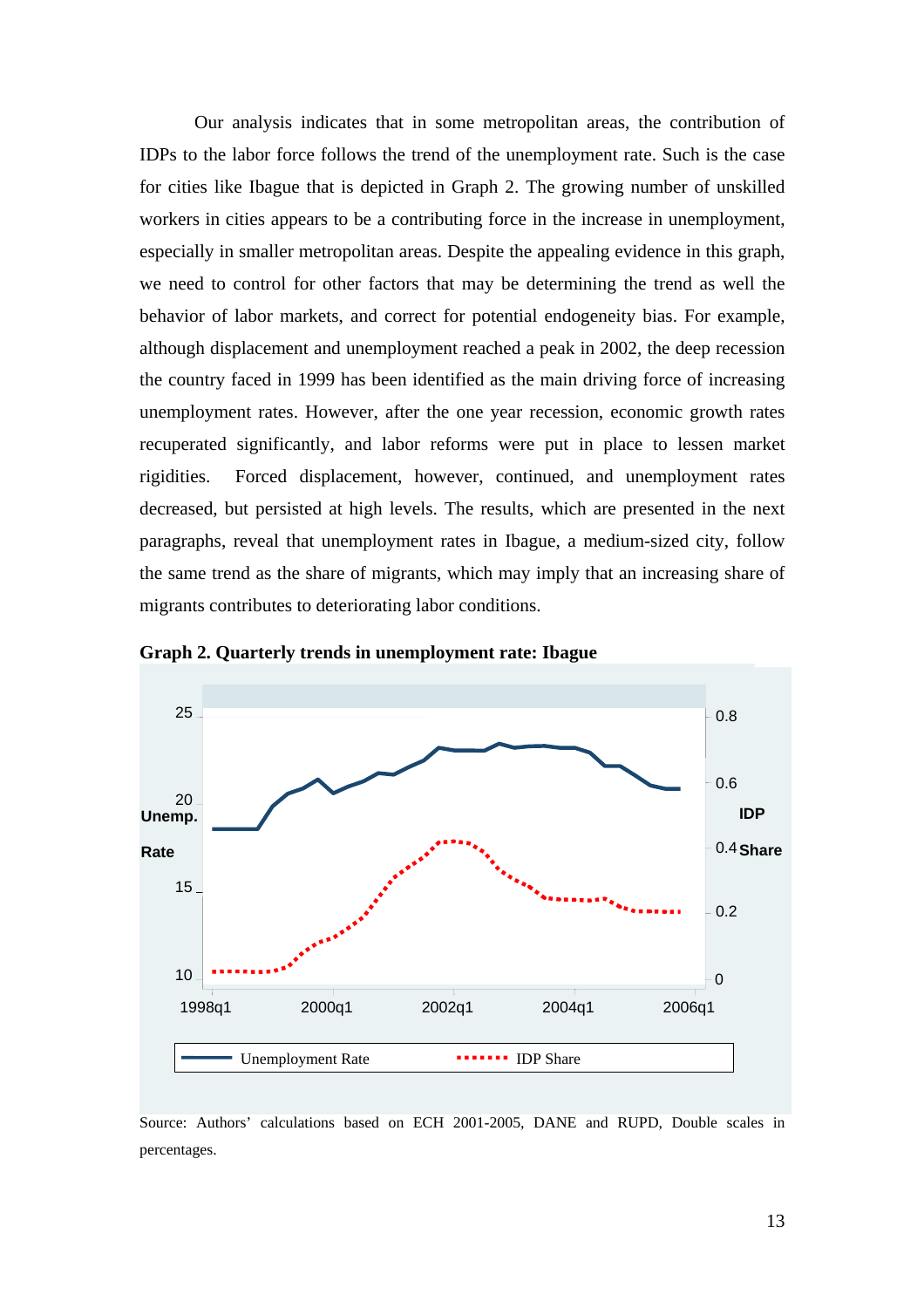Our analysis indicates that in some metropolitan areas, the contribution of IDPs to the labor force follows the trend of the unemployment rate. Such is the case for cities like Ibague that is depicted in Graph 2. The growing number of unskilled workers in cities appears to be a contributing force in the increase in unemployment, especially in smaller metropolitan areas. Despite the appealing evidence in this graph, we need to control for other factors that may be determining the trend as well the behavior of labor markets, and correct for potential endogeneity bias. For example, although displacement and unemployment reached a peak in 2002, the deep recession the country faced in 1999 has been identified as the main driving force of increasing unemployment rates. However, after the one year recession, economic growth rates recuperated significantly, and labor reforms were put in place to lessen market rigidities. Forced displacement, however, continued, and unemployment rates decreased, but persisted at high levels. The results, which are presented in the next paragraphs, reveal that unemployment rates in Ibague, a medium-sized city, follow the same trend as the share of migrants, which may imply that an increasing share of migrants contributes to deteriorating labor conditions.

**Graph 2. Quarterly trends in unemployment rate: Ibague**

Source: Authors' calculations based on ECH 2001-2005, DANE and RUPD, Double scales in percentages.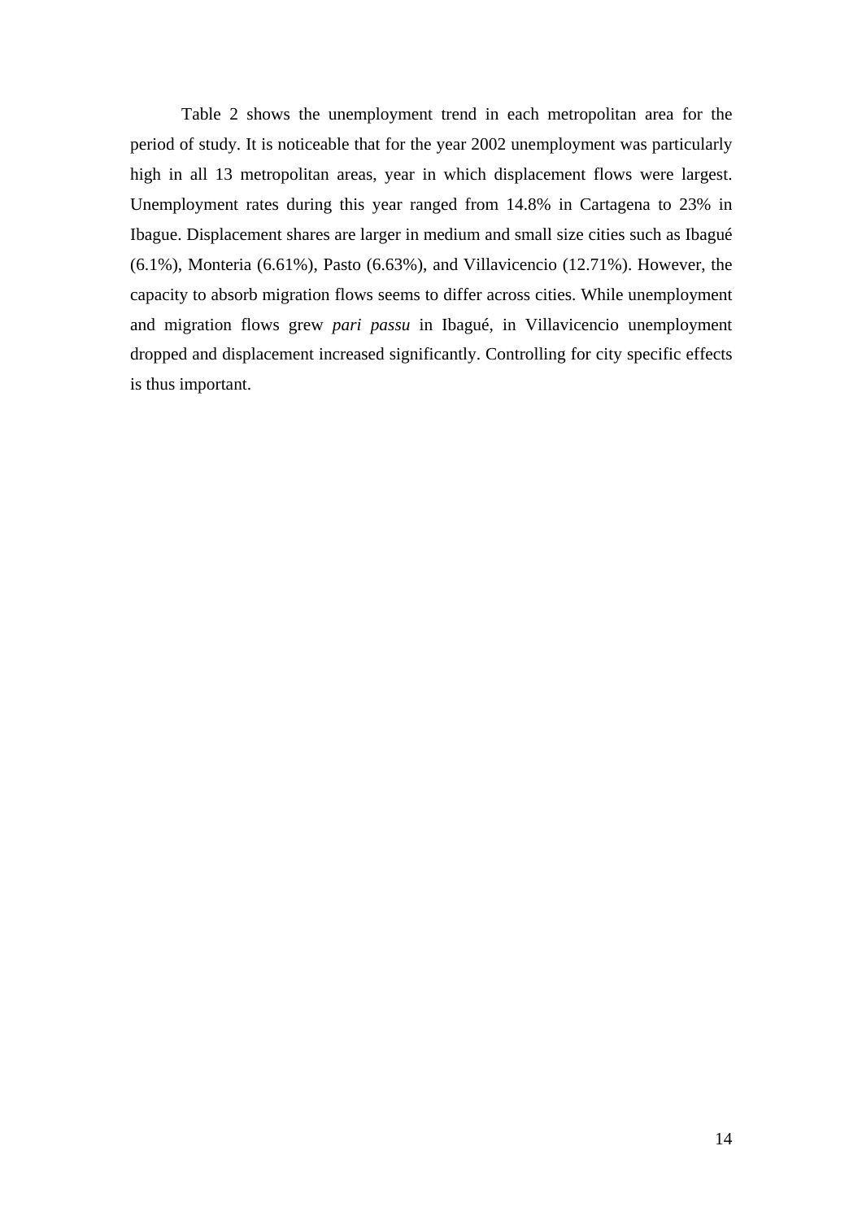Table 2 shows the unemployment trend in each metropolitan area for the period of study. It is noticeable that for the year 2002 unemployment was particularly high in all 13 metropolitan areas, year in which displacement flows were largest. Unemployment rates during this year ranged from 14.8% in Cartagena to 23% in Ibague. Displacement shares are larger in medium and small size cities such as Ibagué (6.1%), Monteria (6.61%), Pasto (6.63%), and Villavicencio (12.71%). However, the capacity to absorb migration flows seems to differ across cities. While unemployment and migration flows grew *pari passu* in Ibagué, in Villavicencio unemployment dropped and displacement increased significantly. Controlling for city specific effects is thus important.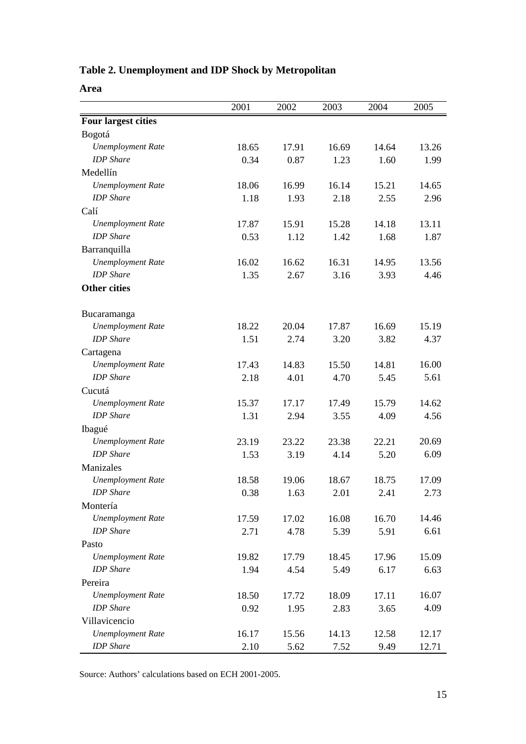**Table 2. Unemployment and IDP Shock by Metropolitan Area**

| | 2001 | 2002 | 2003 | 2004 | 2005 |
|---|---|---|---|---|---|
| **Four largest cities** | | | | | |
| Bogotá | | | | | |
| *Unemployment Rate* | 18.65 | 17.91 | 16.69 | 14.64 | 13.26 |
| *IDP Share* | 0.34 | 0.87 | 1.23 | 1.60 | 1.99 |
| Medellín | | | | | |
| *Unemployment Rate* | 18.06 | 16.99 | 16.14 | 15.21 | 14.65 |
| *IDP Share* | 1.18 | 1.93 | 2.18 | 2.55 | 2.96 |
| Calí | | | | | |
| *Unemployment Rate* | 17.87 | 15.91 | 15.28 | 14.18 | 13.11 |
| *IDP Share* | 0.53 | 1.12 | 1.42 | 1.68 | 1.87 |
| Barranquilla | | | | | |
| *Unemployment Rate* | 16.02 | 16.62 | 16.31 | 14.95 | 13.56 |
| *IDP Share* | 1.35 | 2.67 | 3.16 | 3.93 | 4.46 |
| **Other cities** | | | | | |
| Bucaramanga | | | | | |
| *Unemployment Rate* | 18.22 | 20.04 | 17.87 | 16.69 | 15.19 |
| *IDP Share* | 1.51 | 2.74 | 3.20 | 3.82 | 4.37 |
| Cartagena | | | | | |
| *Unemployment Rate* | 17.43 | 14.83 | 15.50 | 14.81 | 16.00 |
| *IDP Share* | 2.18 | 4.01 | 4.70 | 5.45 | 5.61 |
| Cucutá | | | | | |
| *Unemployment Rate* | 15.37 | 17.17 | 17.49 | 15.79 | 14.62 |
| *IDP Share* | 1.31 | 2.94 | 3.55 | 4.09 | 4.56 |
| Ibagué | | | | | |
| *Unemployment Rate* | 23.19 | 23.22 | 23.38 | 22.21 | 20.69 |
| *IDP Share* | 1.53 | 3.19 | 4.14 | 5.20 | 6.09 |
| Manizales | | | | | |
| *Unemployment Rate* | 18.58 | 19.06 | 18.67 | 18.75 | 17.09 |
| *IDP Share* | 0.38 | 1.63 | 2.01 | 2.41 | 2.73 |
| Montería | | | | | |
| *Unemployment Rate* | 17.59 | 17.02 | 16.08 | 16.70 | 14.46 |
| *IDP Share* | 2.71 | 4.78 | 5.39 | 5.91 | 6.61 |
| Pasto | | | | | |
| *Unemployment Rate* | 19.82 | 17.79 | 18.45 | 17.96 | 15.09 |
| *IDP Share* | 1.94 | 4.54 | 5.49 | 6.17 | 6.63 |
| Pereira | | | | | |
| *Unemployment Rate* | 18.50 | 17.72 | 18.09 | 17.11 | 16.07 |
| *IDP Share* | 0.92 | 1.95 | 2.83 | 3.65 | 4.09 |
| Villavicencio | | | | | |
| *Unemployment Rate* | 16.17 | 15.56 | 14.13 | 12.58 | 12.17 |
| *IDP Share* | 2.10 | 5.62 | 7.52 | 9.49 | 12.71 |

Source: Authors' calculations based on ECH 2001-2005.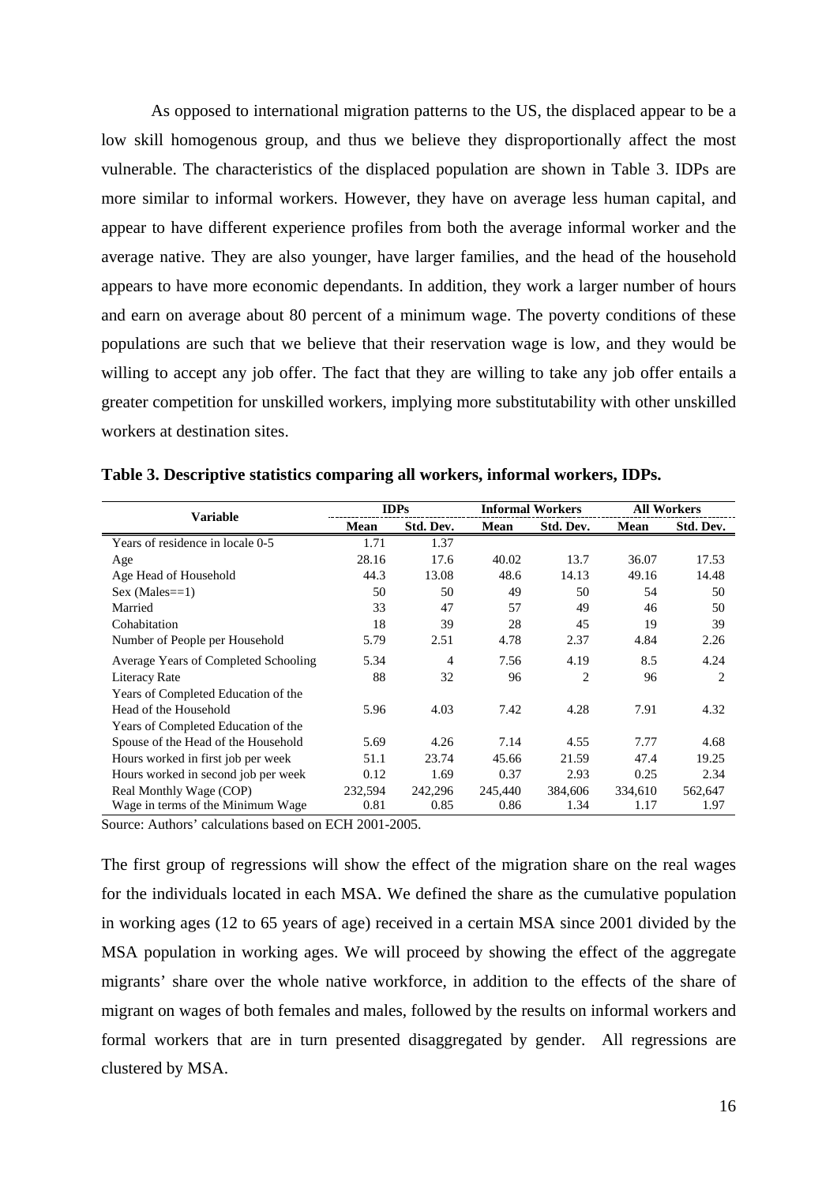As opposed to international migration patterns to the US, the displaced appear to be a low skill homogenous group, and thus we believe they disproportionally affect the most vulnerable. The characteristics of the displaced population are shown in Table 3. IDPs are more similar to informal workers. However, they have on average less human capital, and appear to have different experience profiles from both the average informal worker and the average native. They are also younger, have larger families, and the head of the household appears to have more economic dependants. In addition, they work a larger number of hours and earn on average about 80 percent of a minimum wage. The poverty conditions of these populations are such that we believe that their reservation wage is low, and they would be willing to accept any job offer. The fact that they are willing to take any job offer entails a greater competition for unskilled workers, implying more substitutability with other unskilled workers at destination sites.

**Table 3. Descriptive statistics comparing all workers, informal workers, IDPs.**

| Variable | IDPs | | Informal Workers | | All Workers | |
|---|---|---|---|---|---|---|
| | Mean | Std. Dev. | Mean | Std. Dev. | Mean | Std. Dev. |
| Years of residence in locale 0-5 | 1.71 | 1.37 | | | | |
| Age | 28.16 | 17.6 | 40.02 | 13.7 | 36.07 | 17.53 |
| Age Head of Household | 44.3 | 13.08 | 48.6 | 14.13 | 49.16 | 14.48 |
| Sex (Males==1) | 50 | 50 | 49 | 50 | 54 | 50 |
| Married | 33 | 47 | 57 | 49 | 46 | 50 |
| Cohabitation | 18 | 39 | 28 | 45 | 19 | 39 |
| Number of People per Household | 5.79 | 2.51 | 4.78 | 2.37 | 4.84 | 2.26 |
| Average Years of Completed Schooling | 5.34 | 4 | 7.56 | 4.19 | 8.5 | 4.24 |
| Literacy Rate | 88 | 32 | 96 | 2 | 96 | 2 |
| Years of Completed Education of the Head of the Household | 5.96 | 4.03 | 7.42 | 4.28 | 7.91 | 4.32 |
| Years of Completed Education of the Spouse of the Head of the Household | 5.69 | 4.26 | 7.14 | 4.55 | 7.77 | 4.68 |
| Hours worked in first job per week | 51.1 | 23.74 | 45.66 | 21.59 | 47.4 | 19.25 |
| Hours worked in second job per week | 0.12 | 1.69 | 0.37 | 2.93 | 0.25 | 2.34 |
| Real Monthly Wage (COP) | 232,594 | 242,296 | 245,440 | 384,606 | 334,610 | 562,647 |
| Wage in terms of the Minimum Wage | 0.81 | 0.85 | 0.86 | 1.34 | 1.17 | 1.97 |

Source: Authors' calculations based on ECH 2001-2005.

The first group of regressions will show the effect of the migration share on the real wages for the individuals located in each MSA. We defined the share as the cumulative population in working ages (12 to 65 years of age) received in a certain MSA since 2001 divided by the MSA population in working ages. We will proceed by showing the effect of the aggregate migrants' share over the whole native workforce, in addition to the effects of the share of migrant on wages of both females and males, followed by the results on informal workers and formal workers that are in turn presented disaggregated by gender. All regressions are clustered by MSA.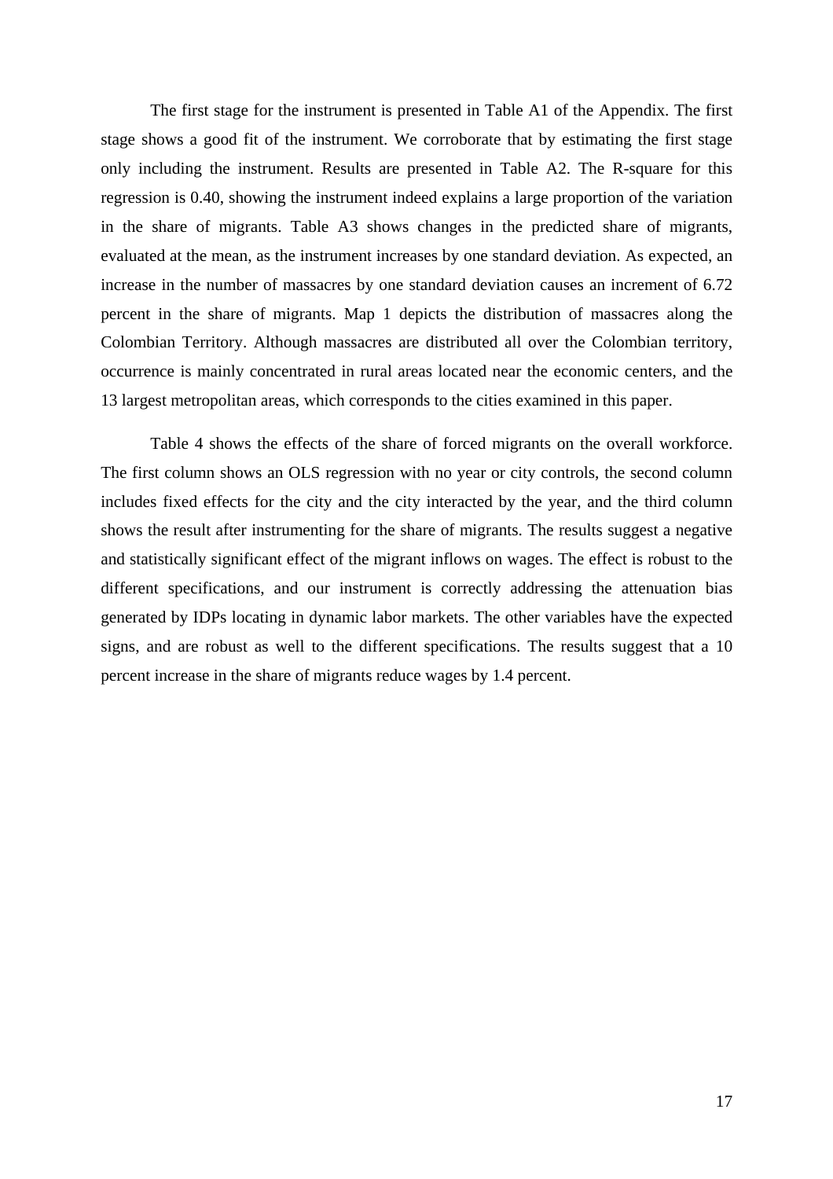The first stage for the instrument is presented in Table A1 of the Appendix. The first stage shows a good fit of the instrument. We corroborate that by estimating the first stage only including the instrument. Results are presented in Table A2. The R-square for this regression is 0.40, showing the instrument indeed explains a large proportion of the variation in the share of migrants. Table A3 shows changes in the predicted share of migrants, evaluated at the mean, as the instrument increases by one standard deviation. As expected, an increase in the number of massacres by one standard deviation causes an increment of 6.72 percent in the share of migrants. Map 1 depicts the distribution of massacres along the Colombian Territory. Although massacres are distributed all over the Colombian territory, occurrence is mainly concentrated in rural areas located near the economic centers, and the 13 largest metropolitan areas, which corresponds to the cities examined in this paper.

Table 4 shows the effects of the share of forced migrants on the overall workforce. The first column shows an OLS regression with no year or city controls, the second column includes fixed effects for the city and the city interacted by the year, and the third column shows the result after instrumenting for the share of migrants. The results suggest a negative and statistically significant effect of the migrant inflows on wages. The effect is robust to the different specifications, and our instrument is correctly addressing the attenuation bias generated by IDPs locating in dynamic labor markets. The other variables have the expected signs, and are robust as well to the different specifications. The results suggest that a 10 percent increase in the share of migrants reduce wages by 1.4 percent.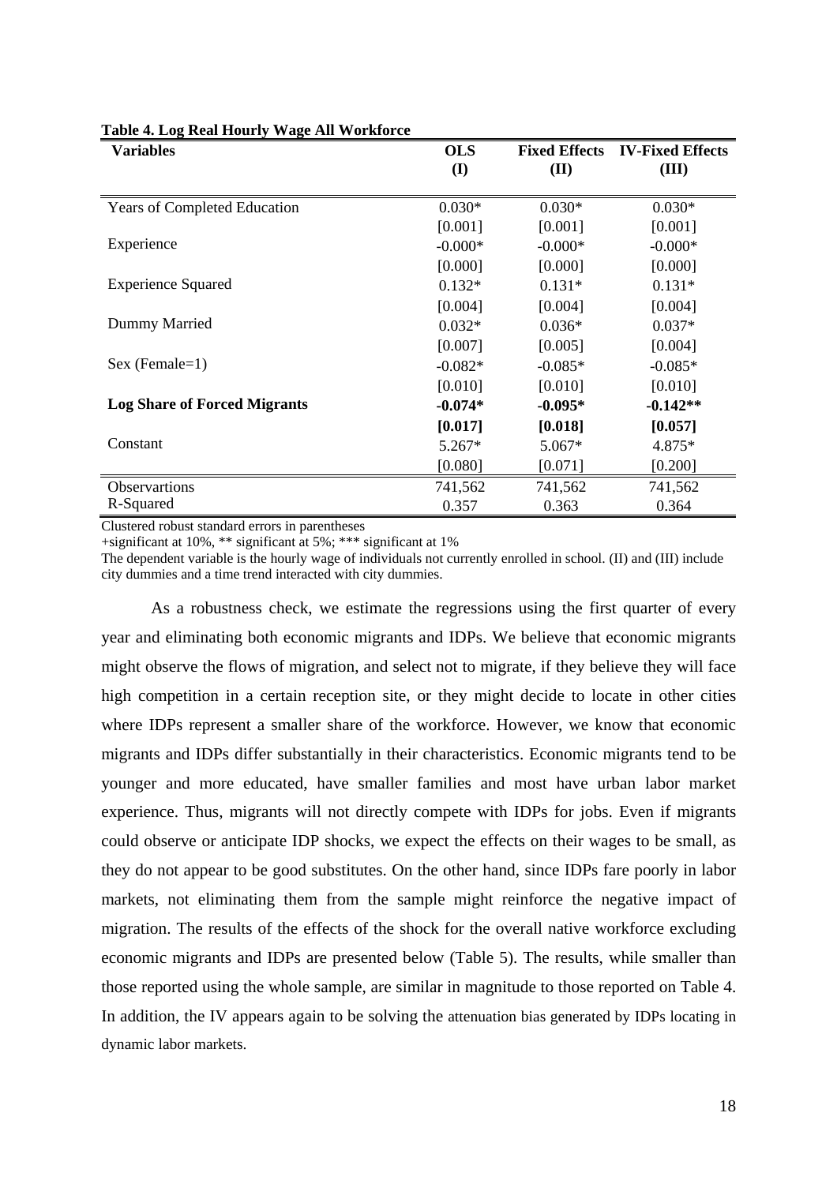**Table 4. Log Real Hourly Wage All Workforce**

| Variables | OLS (I) | Fixed Effects (II) | IV-Fixed Effects (III) |
|---|---|---|---|
| Years of Completed Education | 0.030* | 0.030* | 0.030* |
| | [0.001] | [0.001] | [0.001] |
| Experience | -0.000* | -0.000* | -0.000* |
| | [0.000] | [0.000] | [0.000] |
| Experience Squared | 0.132* | 0.131* | 0.131* |
| | [0.004] | [0.004] | [0.004] |
| Dummy Married | 0.032* | 0.036* | 0.037* |
| | [0.007] | [0.005] | [0.004] |
| Sex (Female=1) | -0.082* | -0.085* | -0.085* |
| | [0.010] | [0.010] | [0.010] |
| **Log Share of Forced Migrants** | **-0.074*** | **-0.095*** | **-0.142**** |
| | **[0.017]** | **[0.018]** | **[0.057]** |
| Constant | 5.267* | 5.067* | 4.875* |
| | [0.080] | [0.071] | [0.200] |
| Observartions | 741,562 | 741,562 | 741,562 |
| R-Squared | 0.357 | 0.363 | 0.364 |

Clustered robust standard errors in parentheses

+significant at 10%, ** significant at 5%; *** significant at 1%

The dependent variable is the hourly wage of individuals not currently enrolled in school. (II) and (III) include city dummies and a time trend interacted with city dummies.

As a robustness check, we estimate the regressions using the first quarter of every year and eliminating both economic migrants and IDPs. We believe that economic migrants might observe the flows of migration, and select not to migrate, if they believe they will face high competition in a certain reception site, or they might decide to locate in other cities where IDPs represent a smaller share of the workforce. However, we know that economic migrants and IDPs differ substantially in their characteristics. Economic migrants tend to be younger and more educated, have smaller families and most have urban labor market experience. Thus, migrants will not directly compete with IDPs for jobs. Even if migrants could observe or anticipate IDP shocks, we expect the effects on their wages to be small, as they do not appear to be good substitutes. On the other hand, since IDPs fare poorly in labor markets, not eliminating them from the sample might reinforce the negative impact of migration. The results of the effects of the shock for the overall native workforce excluding economic migrants and IDPs are presented below (Table 5). The results, while smaller than those reported using the whole sample, are similar in magnitude to those reported on Table 4. In addition, the IV appears again to be solving the attenuation bias generated by IDPs locating in dynamic labor markets.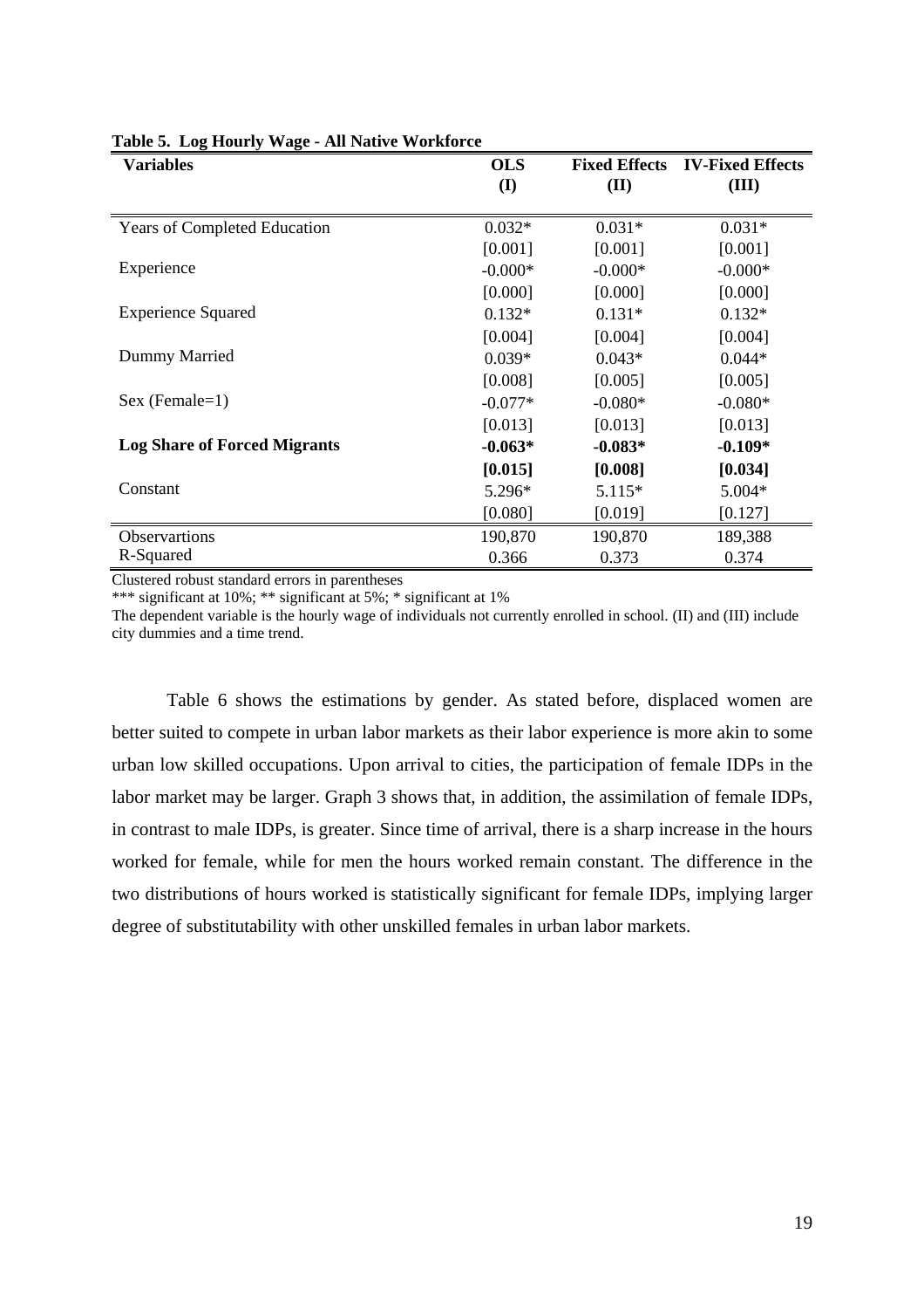**Table 5. Log Hourly Wage - All Native Workforce**

| Variables | OLS (I) | Fixed Effects (II) | IV-Fixed Effects (III) |
|---|---|---|---|
| Years of Completed Education | 0.032* | 0.031* | 0.031* |
| | [0.001] | [0.001] | [0.001] |
| Experience | -0.000* | -0.000* | -0.000* |
| | [0.000] | [0.000] | [0.000] |
| Experience Squared | 0.132* | 0.131* | 0.132* |
| | [0.004] | [0.004] | [0.004] |
| Dummy Married | 0.039* | 0.043* | 0.044* |
| | [0.008] | [0.005] | [0.005] |
| Sex (Female=1) | -0.077* | -0.080* | -0.080* |
| | [0.013] | [0.013] | [0.013] |
| **Log Share of Forced Migrants** | **-0.063*** | **-0.083*** | **-0.109*** |
| | **[0.015]** | **[0.008]** | **[0.034]** |
| Constant | 5.296* | 5.115* | 5.004* |
| | [0.080] | [0.019] | [0.127] |
| Observartions | 190,870 | 190,870 | 189,388 |
| R-Squared | 0.366 | 0.373 | 0.374 |

Clustered robust standard errors in parentheses

*** significant at 10%; ** significant at 5%; * significant at 1%

The dependent variable is the hourly wage of individuals not currently enrolled in school. (II) and (III) include city dummies and a time trend.

Table 6 shows the estimations by gender. As stated before, displaced women are better suited to compete in urban labor markets as their labor experience is more akin to some urban low skilled occupations. Upon arrival to cities, the participation of female IDPs in the labor market may be larger. Graph 3 shows that, in addition, the assimilation of female IDPs, in contrast to male IDPs, is greater. Since time of arrival, there is a sharp increase in the hours worked for female, while for men the hours worked remain constant. The difference in the two distributions of hours worked is statistically significant for female IDPs, implying larger degree of substitutability with other unskilled females in urban labor markets.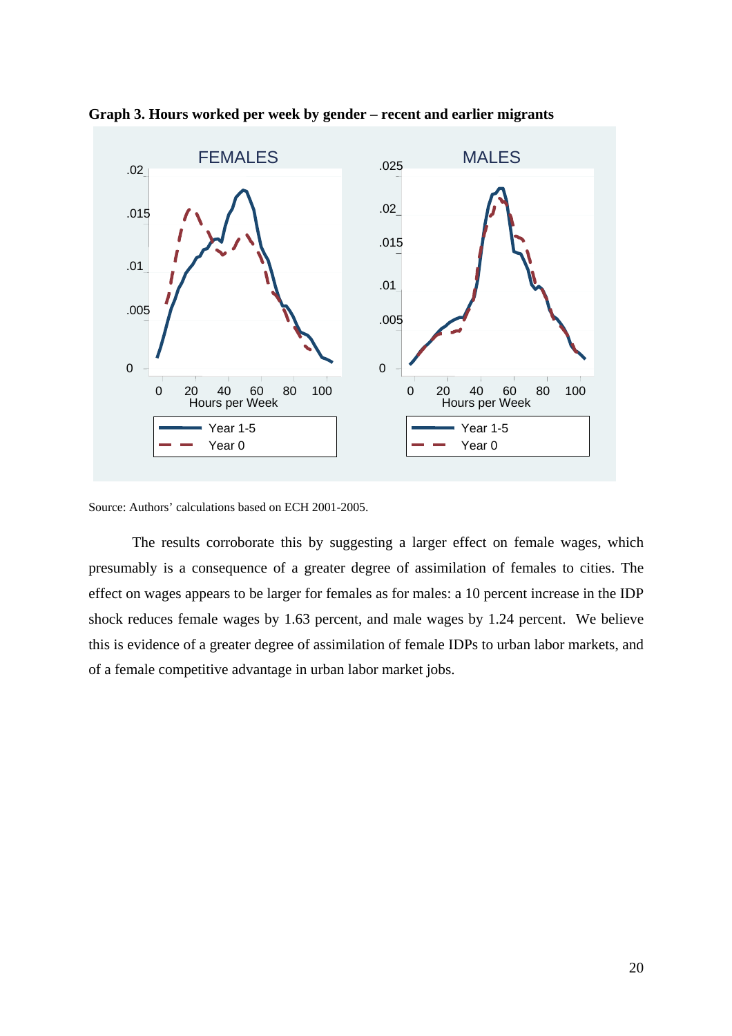**Graph 3. Hours worked per week by gender – recent and earlier migrants**

Source: Authors' calculations based on ECH 2001-2005.

The results corroborate this by suggesting a larger effect on female wages, which presumably is a consequence of a greater degree of assimilation of females to cities. The effect on wages appears to be larger for females as for males: a 10 percent increase in the IDP shock reduces female wages by 1.63 percent, and male wages by 1.24 percent. We believe this is evidence of a greater degree of assimilation of female IDPs to urban labor markets, and of a female competitive advantage in urban labor market jobs.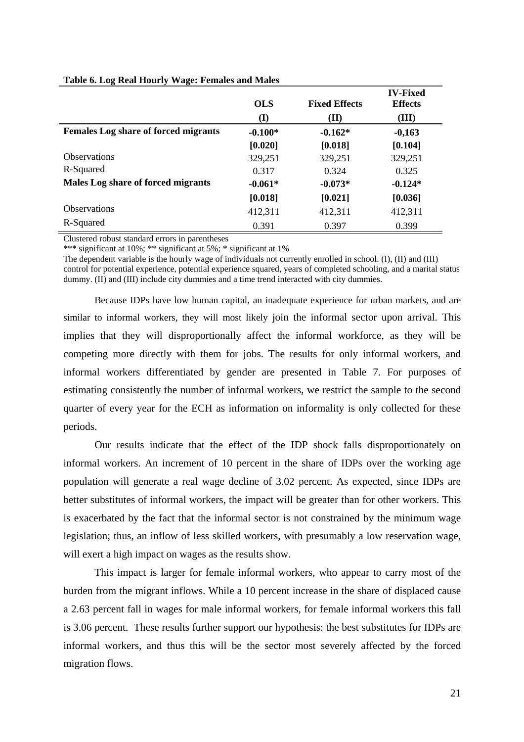**Table 6. Log Real Hourly Wage: Females and Males**

| | OLS | Fixed Effects | IV-Fixed Effects |
|---|---|---|---|
| | (I) | (II) | (III) |
| **Females Log share of forced migrants** | **-0.100*** | **-0.162*** | **-0,163** |
| | **[0.020]** | **[0.018]** | **[0.104]** |
| Observations | 329,251 | 329,251 | 329,251 |
| R-Squared | 0.317 | 0.324 | 0.325 |
| **Males Log share of forced migrants** | **-0.061*** | **-0.073*** | **-0.124*** |
| | **[0.018]** | **[0.021]** | **[0.036]** |
| Observations | 412,311 | 412,311 | 412,311 |
| R-Squared | 0.391 | 0.397 | 0.399 |

Clustered robust standard errors in parentheses

*** significant at 10%; ** significant at 5%; * significant at 1%

The dependent variable is the hourly wage of individuals not currently enrolled in school. (I), (II) and (III) control for potential experience, potential experience squared, years of completed schooling, and a marital status dummy. (II) and (III) include city dummies and a time trend interacted with city dummies.

Because IDPs have low human capital, an inadequate experience for urban markets, and are similar to informal workers, they will most likely join the informal sector upon arrival. This implies that they will disproportionally affect the informal workforce, as they will be competing more directly with them for jobs. The results for only informal workers, and informal workers differentiated by gender are presented in Table 7. For purposes of estimating consistently the number of informal workers, we restrict the sample to the second quarter of every year for the ECH as information on informality is only collected for these periods.

Our results indicate that the effect of the IDP shock falls disproportionately on informal workers. An increment of 10 percent in the share of IDPs over the working age population will generate a real wage decline of 3.02 percent. As expected, since IDPs are better substitutes of informal workers, the impact will be greater than for other workers. This is exacerbated by the fact that the informal sector is not constrained by the minimum wage legislation; thus, an inflow of less skilled workers, with presumably a low reservation wage, will exert a high impact on wages as the results show.

This impact is larger for female informal workers, who appear to carry most of the burden from the migrant inflows. While a 10 percent increase in the share of displaced cause a 2.63 percent fall in wages for male informal workers, for female informal workers this fall is 3.06 percent. These results further support our hypothesis: the best substitutes for IDPs are informal workers, and thus this will be the sector most severely affected by the forced migration flows.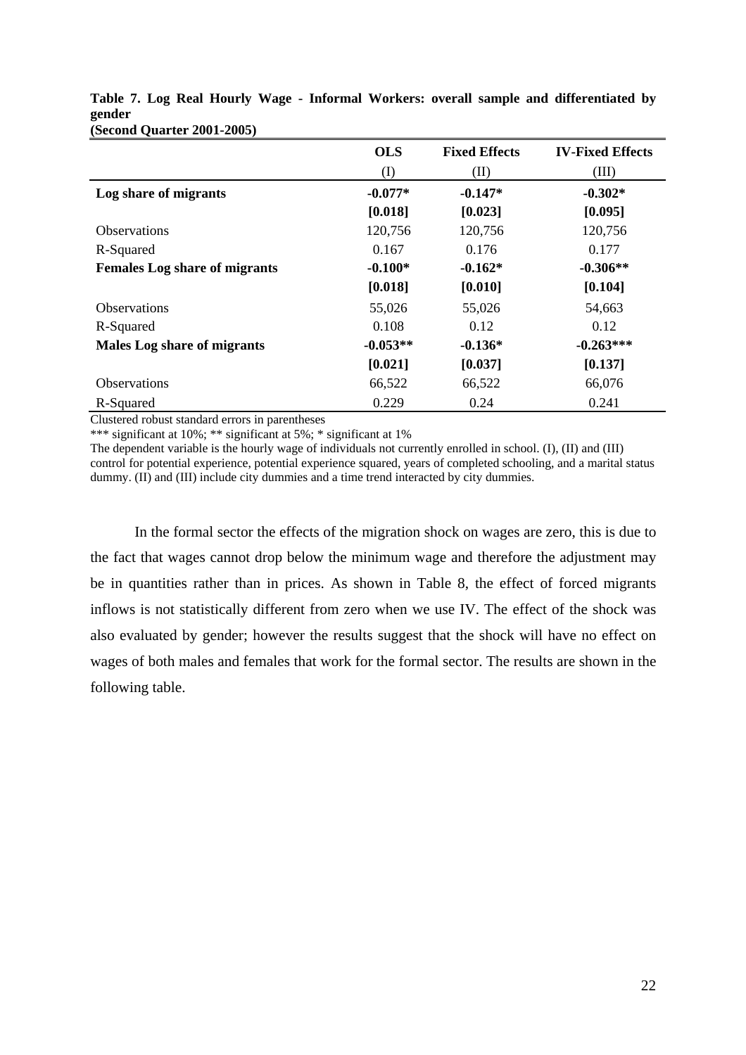**Table 7. Log Real Hourly Wage - Informal Workers: overall sample and differentiated by gender**
**(Second Quarter 2001-2005)**

| | OLS | Fixed Effects | IV-Fixed Effects |
|---|---|---|---|
| | (I) | (II) | (III) |
| **Log share of migrants** | **-0.077*** | **-0.147*** | **-0.302*** |
| | **[0.018]** | **[0.023]** | **[0.095]** |
| Observations | 120,756 | 120,756 | 120,756 |
| R-Squared | 0.167 | 0.176 | 0.177 |
| **Females Log share of migrants** | **-0.100*** | **-0.162*** | **-0.306**** |
| | **[0.018]** | **[0.010]** | **[0.104]** |
| Observations | 55,026 | 55,026 | 54,663 |
| R-Squared | 0.108 | 0.12 | 0.12 |
| **Males Log share of migrants** | **-0.053**** | **-0.136*** | **-0.263***** |
| | **[0.021]** | **[0.037]** | **[0.137]** |
| Observations | 66,522 | 66,522 | 66,076 |
| R-Squared | 0.229 | 0.24 | 0.241 |

Clustered robust standard errors in parentheses
*** significant at 10%; ** significant at 5%; * significant at 1%
The dependent variable is the hourly wage of individuals not currently enrolled in school. (I), (II) and (III) control for potential experience, potential experience squared, years of completed schooling, and a marital status dummy. (II) and (III) include city dummies and a time trend interacted by city dummies.

In the formal sector the effects of the migration shock on wages are zero, this is due to the fact that wages cannot drop below the minimum wage and therefore the adjustment may be in quantities rather than in prices. As shown in Table 8, the effect of forced migrants inflows is not statistically different from zero when we use IV. The effect of the shock was also evaluated by gender; however the results suggest that the shock will have no effect on wages of both males and females that work for the formal sector. The results are shown in the following table.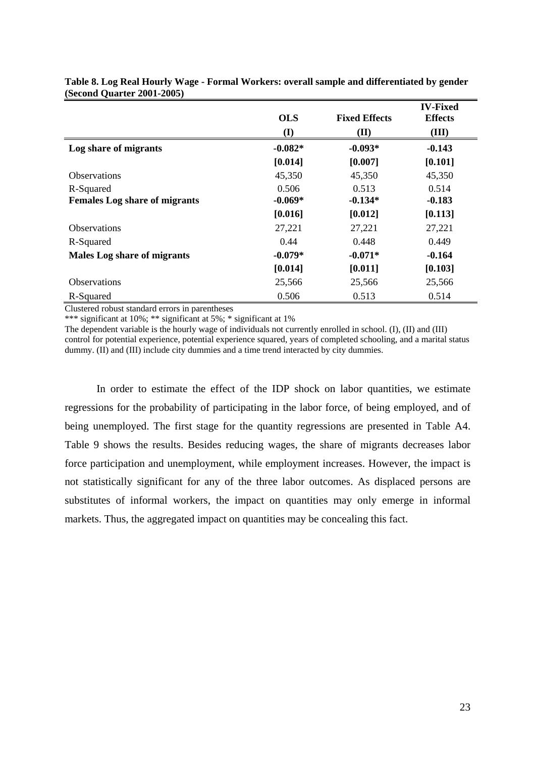**Table 8. Log Real Hourly Wage - Formal Workers: overall sample and differentiated by gender (Second Quarter 2001-2005)**

| | OLS | Fixed Effects | IV-Fixed Effects |
|---|---|---|---|
| | (I) | (II) | (III) |
| **Log share of migrants** | **-0.082*** | **-0.093*** | **-0.143** |
| | **[0.014]** | **[0.007]** | **[0.101]** |
| Observations | 45,350 | 45,350 | 45,350 |
| R-Squared | 0.506 | 0.513 | 0.514 |
| **Females Log share of migrants** | **-0.069*** | **-0.134*** | **-0.183** |
| | **[0.016]** | **[0.012]** | **[0.113]** |
| Observations | 27,221 | 27,221 | 27,221 |
| R-Squared | 0.44 | 0.448 | 0.449 |
| **Males Log share of migrants** | **-0.079*** | **-0.071*** | **-0.164** |
| | **[0.014]** | **[0.011]** | **[0.103]** |
| Observations | 25,566 | 25,566 | 25,566 |
| R-Squared | 0.506 | 0.513 | 0.514 |

Clustered robust standard errors in parentheses

*** significant at 10%; ** significant at 5%; * significant at 1%

The dependent variable is the hourly wage of individuals not currently enrolled in school. (I), (II) and (III) control for potential experience, potential experience squared, years of completed schooling, and a marital status dummy. (II) and (III) include city dummies and a time trend interacted by city dummies.

In order to estimate the effect of the IDP shock on labor quantities, we estimate regressions for the probability of participating in the labor force, of being employed, and of being unemployed. The first stage for the quantity regressions are presented in Table A4. Table 9 shows the results. Besides reducing wages, the share of migrants decreases labor force participation and unemployment, while employment increases. However, the impact is not statistically significant for any of the three labor outcomes. As displaced persons are substitutes of informal workers, the impact on quantities may only emerge in informal markets. Thus, the aggregated impact on quantities may be concealing this fact.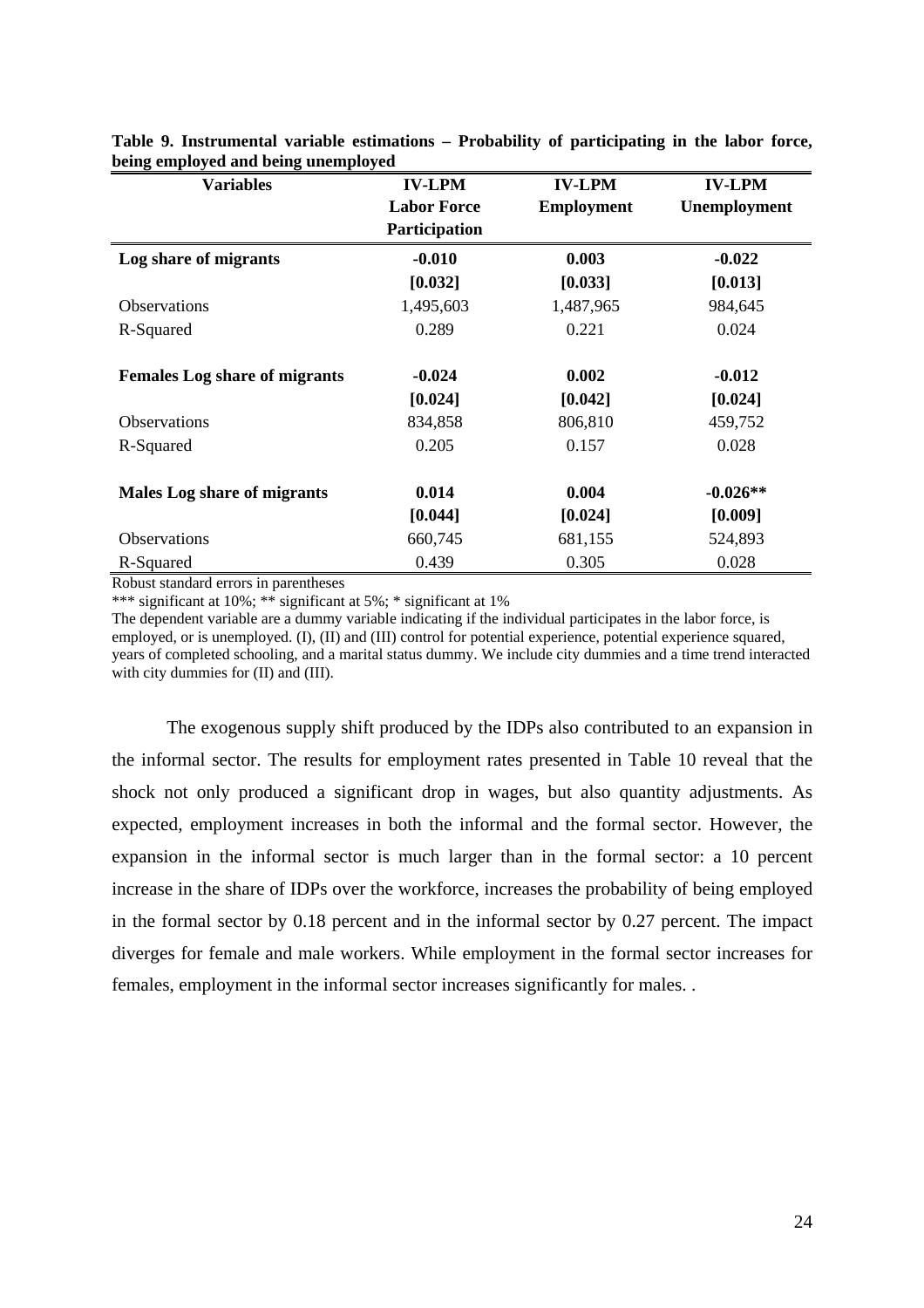**Table 9. Instrumental variable estimations – Probability of participating in the labor force, being employed and being unemployed**

| Variables | IV-LPM Labor Force Participation | IV-LPM Employment | IV-LPM Unemployment |
|---|---|---|---|
| **Log share of migrants** | **-0.010** | **0.003** | **-0.022** |
| | **[0.032]** | **[0.033]** | **[0.013]** |
| Observations | 1,495,603 | 1,487,965 | 984,645 |
| R-Squared | 0.289 | 0.221 | 0.024 |
| **Females Log share of migrants** | **-0.024** | **0.002** | **-0.012** |
| | **[0.024]** | **[0.042]** | **[0.024]** |
| Observations | 834,858 | 806,810 | 459,752 |
| R-Squared | 0.205 | 0.157 | 0.028 |
| **Males Log share of migrants** | **0.014** | **0.004** | **-0.026**** |
| | **[0.044]** | **[0.024]** | **[0.009]** |
| Observations | 660,745 | 681,155 | 524,893 |
| R-Squared | 0.439 | 0.305 | 0.028 |

Robust standard errors in parentheses

*** significant at 10%; ** significant at 5%; * significant at 1%

The dependent variable are a dummy variable indicating if the individual participates in the labor force, is employed, or is unemployed. (I), (II) and (III) control for potential experience, potential experience squared, years of completed schooling, and a marital status dummy. We include city dummies and a time trend interacted with city dummies for (II) and (III).

The exogenous supply shift produced by the IDPs also contributed to an expansion in the informal sector. The results for employment rates presented in Table 10 reveal that the shock not only produced a significant drop in wages, but also quantity adjustments. As expected, employment increases in both the informal and the formal sector. However, the expansion in the informal sector is much larger than in the formal sector: a 10 percent increase in the share of IDPs over the workforce, increases the probability of being employed in the formal sector by 0.18 percent and in the informal sector by 0.27 percent. The impact diverges for female and male workers. While employment in the formal sector increases for females, employment in the informal sector increases significantly for males. .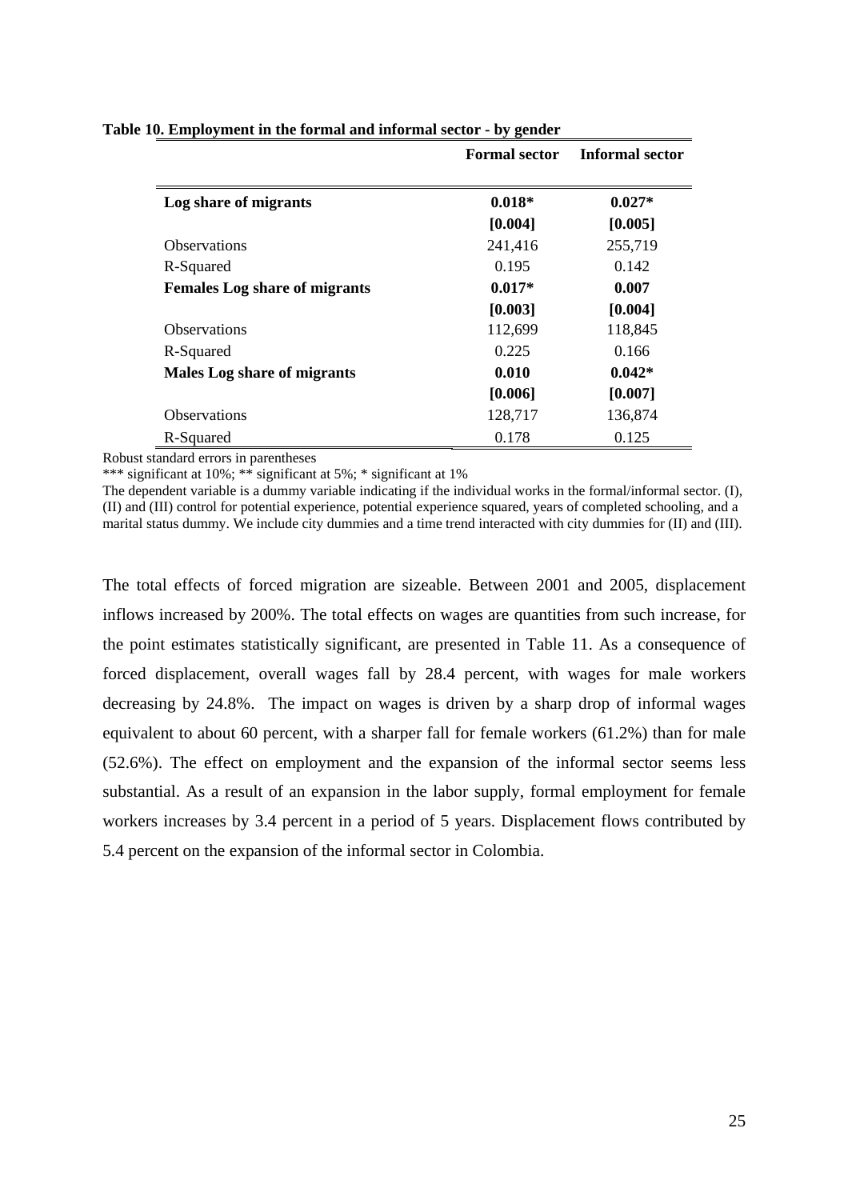**Table 10. Employment in the formal and informal sector - by gender**

| | Formal sector | Informal sector |
|---|---|---|
| **Log share of migrants** | **0.018*** | **0.027*** |
| | **[0.004]** | **[0.005]** |
| Observations | 241,416 | 255,719 |
| R-Squared | 0.195 | 0.142 |
| **Females Log share of migrants** | **0.017*** | **0.007** |
| | **[0.003]** | **[0.004]** |
| Observations | 112,699 | 118,845 |
| R-Squared | 0.225 | 0.166 |
| **Males Log share of migrants** | **0.010** | **0.042*** |
| | **[0.006]** | **[0.007]** |
| Observations | 128,717 | 136,874 |
| R-Squared | 0.178 | 0.125 |

Robust standard errors in parentheses
*** significant at 10%; ** significant at 5%; * significant at 1%
The dependent variable is a dummy variable indicating if the individual works in the formal/informal sector. (I), (II) and (III) control for potential experience, potential experience squared, years of completed schooling, and a marital status dummy. We include city dummies and a time trend interacted with city dummies for (II) and (III).

The total effects of forced migration are sizeable. Between 2001 and 2005, displacement inflows increased by 200%. The total effects on wages are quantities from such increase, for the point estimates statistically significant, are presented in Table 11. As a consequence of forced displacement, overall wages fall by 28.4 percent, with wages for male workers decreasing by 24.8%. The impact on wages is driven by a sharp drop of informal wages equivalent to about 60 percent, with a sharper fall for female workers (61.2%) than for male (52.6%). The effect on employment and the expansion of the informal sector seems less substantial. As a result of an expansion in the labor supply, formal employment for female workers increases by 3.4 percent in a period of 5 years. Displacement flows contributed by 5.4 percent on the expansion of the informal sector in Colombia.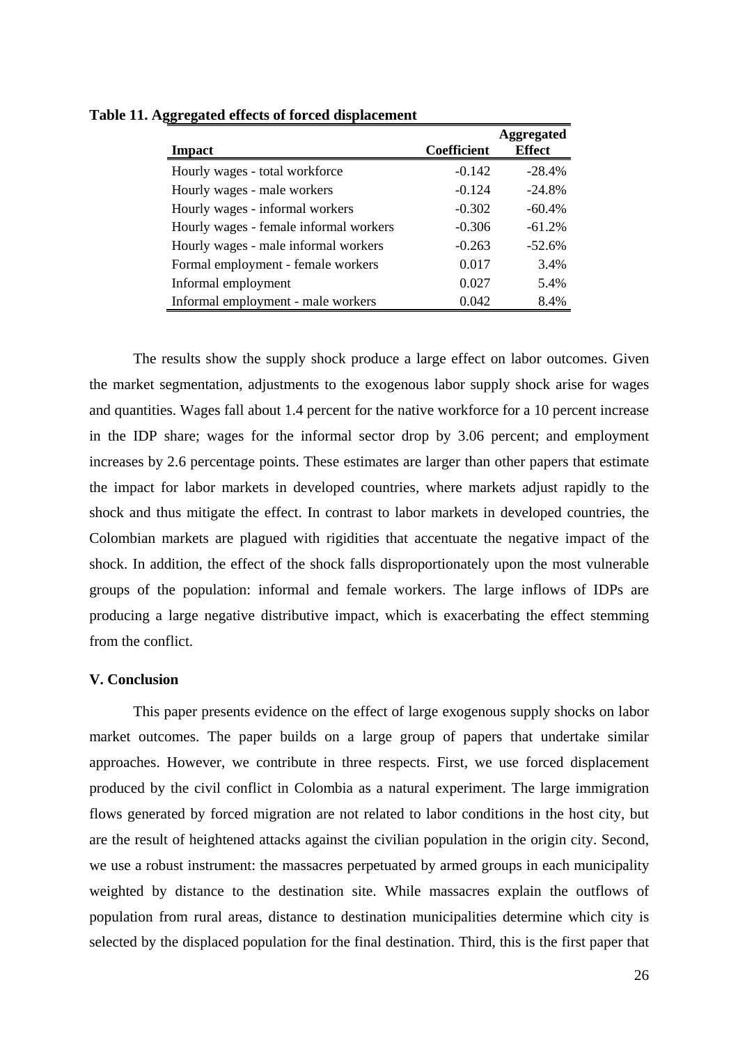**Table 11. Aggregated effects of forced displacement**

| Impact | Coefficient | Aggregated Effect |
|---|---|---|
| Hourly wages - total workforce | -0.142 | -28.4% |
| Hourly wages - male workers | -0.124 | -24.8% |
| Hourly wages - informal workers | -0.302 | -60.4% |
| Hourly wages - female informal workers | -0.306 | -61.2% |
| Hourly wages - male informal workers | -0.263 | -52.6% |
| Formal employment - female workers | 0.017 | 3.4% |
| Informal employment | 0.027 | 5.4% |
| Informal employment - male workers | 0.042 | 8.4% |

The results show the supply shock produce a large effect on labor outcomes. Given the market segmentation, adjustments to the exogenous labor supply shock arise for wages and quantities. Wages fall about 1.4 percent for the native workforce for a 10 percent increase in the IDP share; wages for the informal sector drop by 3.06 percent; and employment increases by 2.6 percentage points. These estimates are larger than other papers that estimate the impact for labor markets in developed countries, where markets adjust rapidly to the shock and thus mitigate the effect. In contrast to labor markets in developed countries, the Colombian markets are plagued with rigidities that accentuate the negative impact of the shock. In addition, the effect of the shock falls disproportionately upon the most vulnerable groups of the population: informal and female workers. The large inflows of IDPs are producing a large negative distributive impact, which is exacerbating the effect stemming from the conflict.

### V. Conclusion

This paper presents evidence on the effect of large exogenous supply shocks on labor market outcomes. The paper builds on a large group of papers that undertake similar approaches. However, we contribute in three respects. First, we use forced displacement produced by the civil conflict in Colombia as a natural experiment. The large immigration flows generated by forced migration are not related to labor conditions in the host city, but are the result of heightened attacks against the civilian population in the origin city. Second, we use a robust instrument: the massacres perpetuated by armed groups in each municipality weighted by distance to the destination site. While massacres explain the outflows of population from rural areas, distance to destination municipalities determine which city is selected by the displaced population for the final destination. Third, this is the first paper that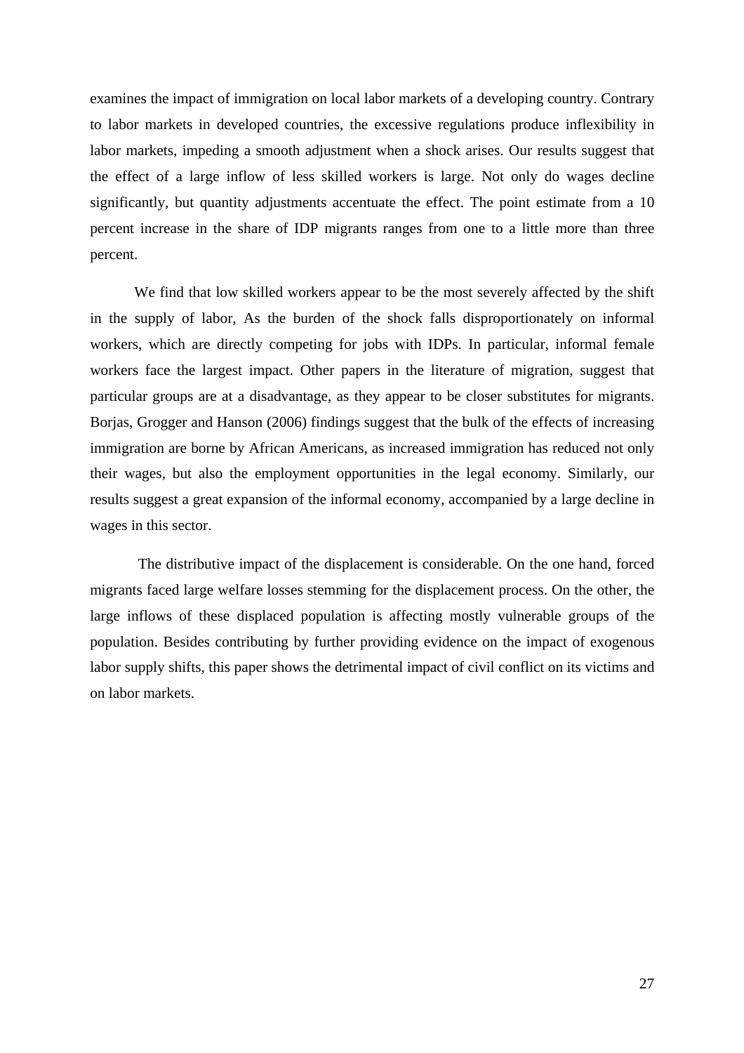examines the impact of immigration on local labor markets of a developing country. Contrary to labor markets in developed countries, the excessive regulations produce inflexibility in labor markets, impeding a smooth adjustment when a shock arises. Our results suggest that the effect of a large inflow of less skilled workers is large. Not only do wages decline significantly, but quantity adjustments accentuate the effect. The point estimate from a 10 percent increase in the share of IDP migrants ranges from one to a little more than three percent.

We find that low skilled workers appear to be the most severely affected by the shift in the supply of labor, As the burden of the shock falls disproportionately on informal workers, which are directly competing for jobs with IDPs. In particular, informal female workers face the largest impact. Other papers in the literature of migration, suggest that particular groups are at a disadvantage, as they appear to be closer substitutes for migrants. Borjas, Grogger and Hanson (2006) findings suggest that the bulk of the effects of increasing immigration are borne by African Americans, as increased immigration has reduced not only their wages, but also the employment opportunities in the legal economy. Similarly, our results suggest a great expansion of the informal economy, accompanied by a large decline in wages in this sector.

The distributive impact of the displacement is considerable. On the one hand, forced migrants faced large welfare losses stemming for the displacement process. On the other, the large inflows of these displaced population is affecting mostly vulnerable groups of the population. Besides contributing by further providing evidence on the impact of exogenous labor supply shifts, this paper shows the detrimental impact of civil conflict on its victims and on labor markets.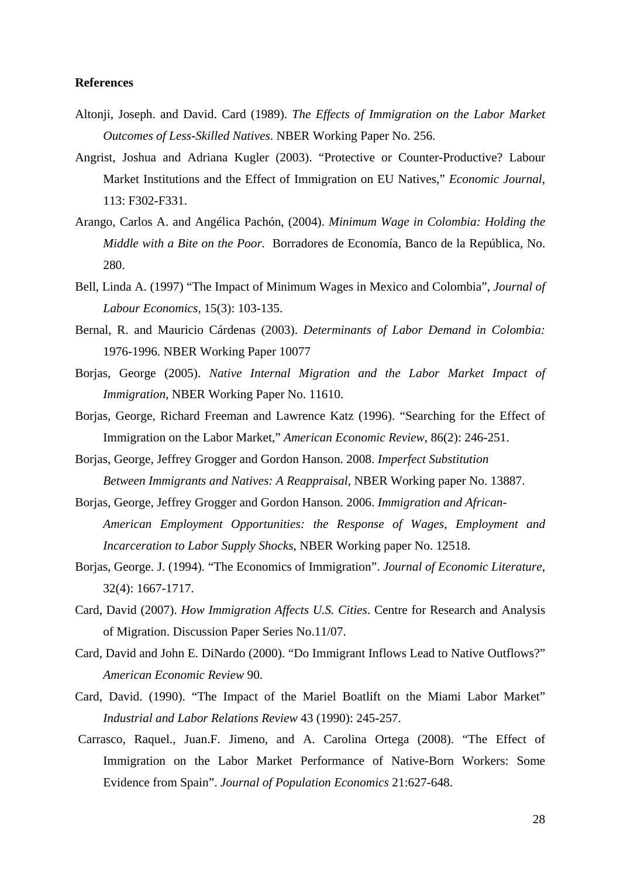**References**

Altonji, Joseph. and David. Card (1989). *The Effects of Immigration on the Labor Market Outcomes of Less-Skilled Natives*. NBER Working Paper No. 256.

Angrist, Joshua and Adriana Kugler (2003). "Protective or Counter-Productive? Labour Market Institutions and the Effect of Immigration on EU Natives," *Economic Journal*, 113: F302-F331.

Arango, Carlos A. and Angélica Pachón, (2004). *Minimum Wage in Colombia: Holding the Middle with a Bite on the Poor.* Borradores de Economía, Banco de la República, No. 280.

Bell, Linda A. (1997) "The Impact of Minimum Wages in Mexico and Colombia", *Journal of Labour Economics*, 15(3): 103-135.

Bernal, R. and Mauricio Cárdenas (2003). *Determinants of Labor Demand in Colombia:* 1976-1996. NBER Working Paper 10077

Borjas, George (2005). *Native Internal Migration and the Labor Market Impact of Immigration*, NBER Working Paper No. 11610.

Borjas, George, Richard Freeman and Lawrence Katz (1996). "Searching for the Effect of Immigration on the Labor Market," *American Economic Review*, 86(2): 246-251.

Borjas, George, Jeffrey Grogger and Gordon Hanson. 2008. *Imperfect Substitution Between Immigrants and Natives: A Reappraisal*, NBER Working paper No. 13887.

Borjas, George, Jeffrey Grogger and Gordon Hanson. 2006. *Immigration and African-American Employment Opportunities: the Response of Wages, Employment and Incarceration to Labor Supply Shocks*, NBER Working paper No. 12518.

Borjas, George. J. (1994). "The Economics of Immigration". *Journal of Economic Literature*, 32(4): 1667-1717.

Card, David (2007). *How Immigration Affects U.S. Cities*. Centre for Research and Analysis of Migration. Discussion Paper Series No.11/07.

Card, David and John E. DiNardo (2000). "Do Immigrant Inflows Lead to Native Outflows?" *American Economic Review* 90.

Card, David. (1990). "The Impact of the Mariel Boatlift on the Miami Labor Market" *Industrial and Labor Relations Review* 43 (1990): 245-257.

Carrasco, Raquel., Juan.F. Jimeno, and A. Carolina Ortega (2008). "The Effect of Immigration on the Labor Market Performance of Native-Born Workers: Some Evidence from Spain". *Journal of Population Economics* 21:627-648.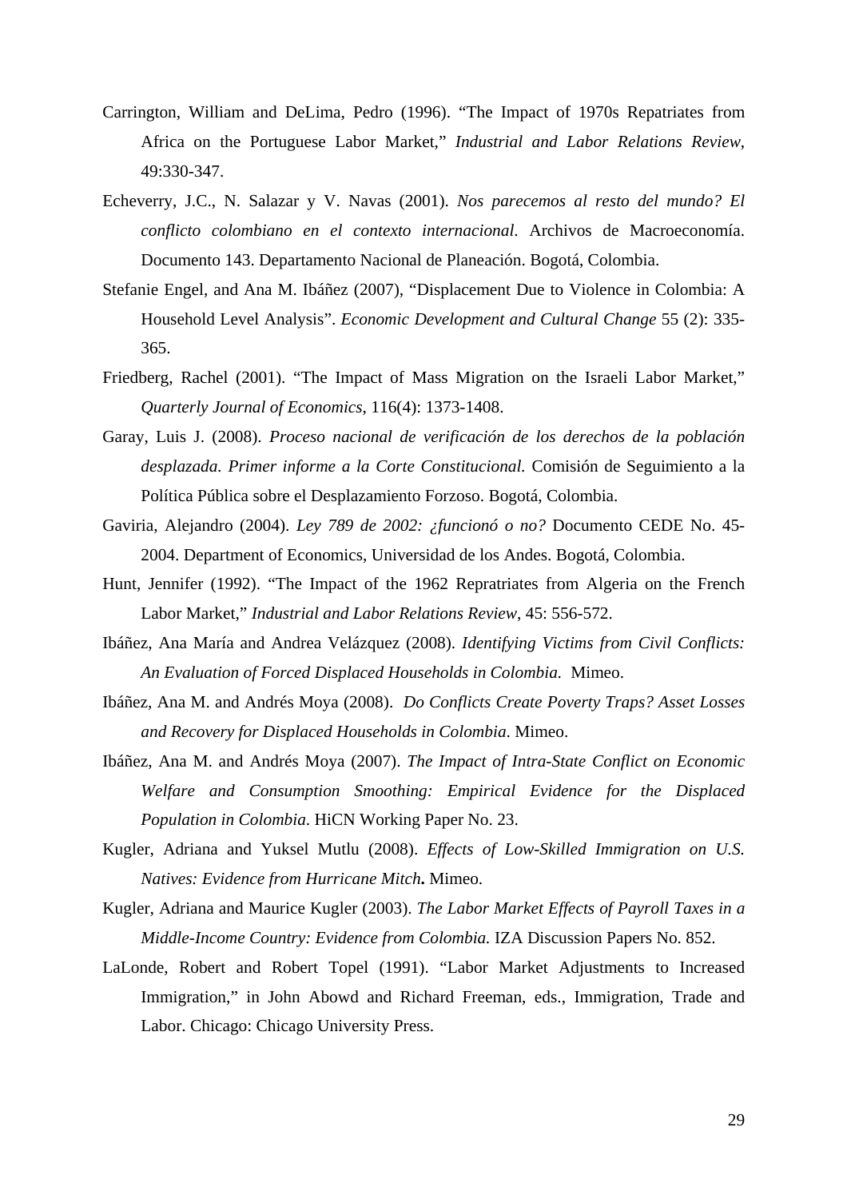Carrington, William and DeLima, Pedro (1996). "The Impact of 1970s Repatriates from Africa on the Portuguese Labor Market," *Industrial and Labor Relations Review*, 49:330-347.

Echeverry, J.C., N. Salazar y V. Navas (2001). *Nos parecemos al resto del mundo? El conflicto colombiano en el contexto internacional*. Archivos de Macroeconomía. Documento 143. Departamento Nacional de Planeación. Bogotá, Colombia.

Stefanie Engel, and Ana M. Ibáñez (2007), "Displacement Due to Violence in Colombia: A Household Level Analysis". *Economic Development and Cultural Change* 55 (2): 335-365.

Friedberg, Rachel (2001). "The Impact of Mass Migration on the Israeli Labor Market," *Quarterly Journal of Economics*, 116(4): 1373-1408.

Garay, Luis J. (2008). *Proceso nacional de verificación de los derechos de la población desplazada. Primer informe a la Corte Constitucional.* Comisión de Seguimiento a la Política Pública sobre el Desplazamiento Forzoso. Bogotá, Colombia.

Gaviria, Alejandro (2004). *Ley 789 de 2002: ¿funcionó o no?* Documento CEDE No. 45-2004. Department of Economics, Universidad de los Andes. Bogotá, Colombia.

Hunt, Jennifer (1992). "The Impact of the 1962 Repratriates from Algeria on the French Labor Market," *Industrial and Labor Relations Review*, 45: 556-572.

Ibáñez, Ana María and Andrea Velázquez (2008). *Identifying Victims from Civil Conflicts: An Evaluation of Forced Displaced Households in Colombia.* Mimeo.

Ibáñez, Ana M. and Andrés Moya (2008). *Do Conflicts Create Poverty Traps? Asset Losses and Recovery for Displaced Households in Colombia*. Mimeo.

Ibáñez, Ana M. and Andrés Moya (2007). *The Impact of Intra-State Conflict on Economic Welfare and Consumption Smoothing: Empirical Evidence for the Displaced Population in Colombia*. HiCN Working Paper No. 23.

Kugler, Adriana and Yuksel Mutlu (2008). *Effects of Low-Skilled Immigration on U.S. Natives: Evidence from Hurricane Mitch***.** Mimeo.

Kugler, Adriana and Maurice Kugler (2003). *The Labor Market Effects of Payroll Taxes in a Middle-Income Country: Evidence from Colombia.* IZA Discussion Papers No. 852.

LaLonde, Robert and Robert Topel (1991). "Labor Market Adjustments to Increased Immigration," in John Abowd and Richard Freeman, eds., Immigration, Trade and Labor. Chicago: Chicago University Press.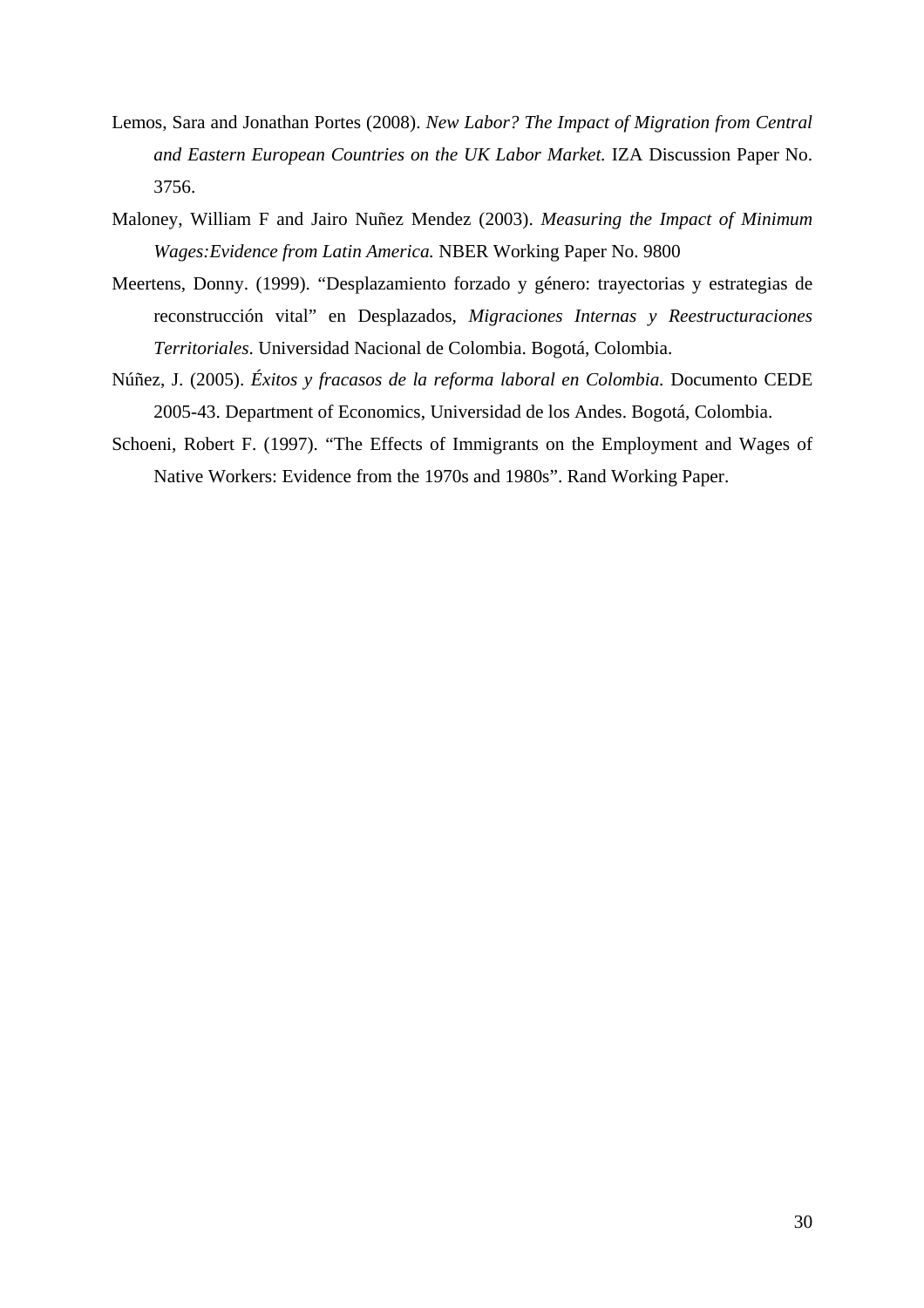Lemos, Sara and Jonathan Portes (2008). *New Labor? The Impact of Migration from Central and Eastern European Countries on the UK Labor Market.* IZA Discussion Paper No. 3756.

Maloney, William F and Jairo Nuñez Mendez (2003). *Measuring the Impact of Minimum Wages:Evidence from Latin America.* NBER Working Paper No. 9800

Meertens, Donny. (1999). "Desplazamiento forzado y género: trayectorias y estrategias de reconstrucción vital" en Desplazados, *Migraciones Internas y Reestructuraciones Territoriales*. Universidad Nacional de Colombia. Bogotá, Colombia.

Núñez, J. (2005). *Éxitos y fracasos de la reforma laboral en Colombia.* Documento CEDE 2005-43. Department of Economics, Universidad de los Andes. Bogotá, Colombia.

Schoeni, Robert F. (1997). "The Effects of Immigrants on the Employment and Wages of Native Workers: Evidence from the 1970s and 1980s". Rand Working Paper.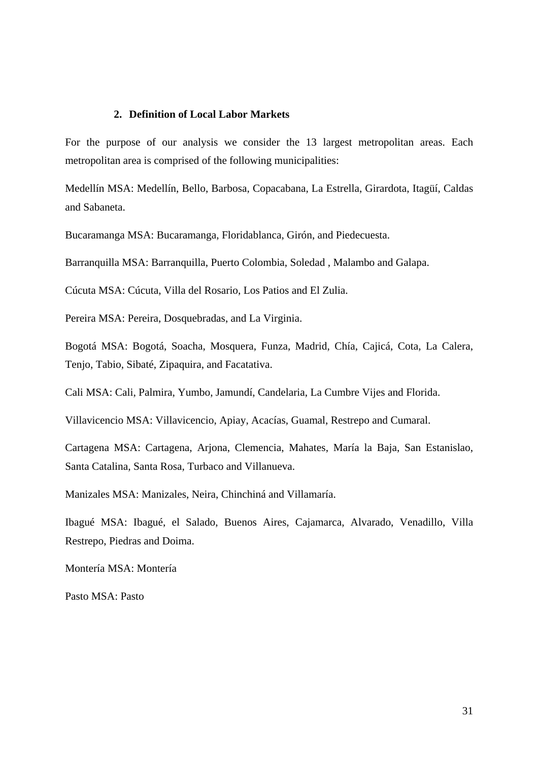## 2. Definition of Local Labor Markets

For the purpose of our analysis we consider the 13 largest metropolitan areas. Each metropolitan area is comprised of the following municipalities:

Medellín MSA: Medellín, Bello, Barbosa, Copacabana, La Estrella, Girardota, Itagüí, Caldas and Sabaneta.

Bucaramanga MSA: Bucaramanga, Floridablanca, Girón, and Piedecuesta.

Barranquilla MSA: Barranquilla, Puerto Colombia, Soledad , Malambo and Galapa.

Cúcuta MSA: Cúcuta, Villa del Rosario, Los Patios and El Zulia.

Pereira MSA: Pereira, Dosquebradas, and La Virginia.

Bogotá MSA: Bogotá, Soacha, Mosquera, Funza, Madrid, Chía, Cajicá, Cota, La Calera, Tenjo, Tabio, Sibaté, Zipaquira, and Facatativa.

Cali MSA: Cali, Palmira, Yumbo, Jamundí, Candelaria, La Cumbre Vijes and Florida.

Villavicencio MSA: Villavicencio, Apiay, Acacías, Guamal, Restrepo and Cumaral.

Cartagena MSA: Cartagena, Arjona, Clemencia, Mahates, María la Baja, San Estanislao, Santa Catalina, Santa Rosa, Turbaco and Villanueva.

Manizales MSA: Manizales, Neira, Chinchiná and Villamaría.

Ibagué MSA: Ibagué, el Salado, Buenos Aires, Cajamarca, Alvarado, Venadillo, Villa Restrepo, Piedras and Doima.

Montería MSA: Montería

Pasto MSA: Pasto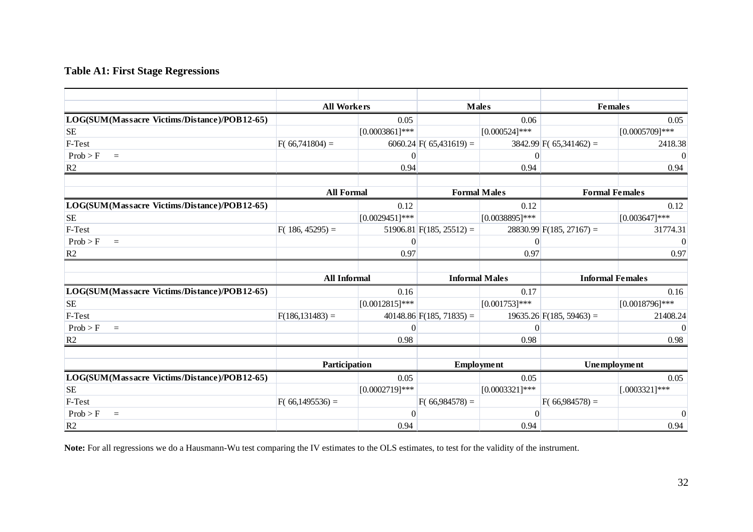**Table A1: First Stage Regressions**

| | All Workers | | Males | | Females | |
|---|---|---|---|---|---|---|
| **LOG(SUM(Massacre Victims/Distance)/POB12-65)** | | 0.05 | | 0.06 | | 0.05 |
| SE | | [0.0003861]*** | | [0.000524]*** | | [0.0005709]*** |
| F-Test | F( 66,741804) = | 6060.24 | F( 65,431619) = | 3842.99 | F( 65,341462) = | 2418.38 |
| Prob > F = | | 0 | | 0 | | 0 |
| R2 | | 0.94 | | 0.94 | | 0.94 |
| | **All Formal** | | **Formal Males** | | **Formal Females** | |
| **LOG(SUM(Massacre Victims/Distance)/POB12-65)** | | 0.12 | | 0.12 | | 0.12 |
| SE | | [0.0029451]*** | | [0.0038895]*** | | [0.003647]*** |
| F-Test | F( 186, 45295) = | 51906.81 | F(185, 25512) = | 28830.99 | F(185, 27167) = | 31774.31 |
| Prob > F = | | 0 | | 0 | | 0 |
| R2 | | 0.97 | | 0.97 | | 0.97 |
| | **All Informal** | | **Informal Males** | | **Informal Females** | |
| **LOG(SUM(Massacre Victims/Distance)/POB12-65)** | | 0.16 | | 0.17 | | 0.16 |
| SE | | [0.0012815]*** | | [0.001753]*** | | [0.0018796]*** |
| F-Test | F(186,131483) = | 40148.86 | F(185, 71835) = | 19635.26 | F(185, 59463) = | 21408.24 |
| Prob > F = | | 0 | | 0 | | 0 |
| R2 | | 0.98 | | 0.98 | | 0.98 |
| | **Participation** | | **Employment** | | **Unemployment** | |
| **LOG(SUM(Massacre Victims/Distance)/POB12-65)** | | 0.05 | | 0.05 | | 0.05 |
| SE | | [0.0002719]*** | | [0.0003321]*** | | [.0003321]*** |
| F-Test | F( 66,1495536) = | | F( 66,984578) = | | F( 66,984578) = | |
| Prob > F = | | 0 | | 0 | | 0 |
| R2 | | 0.94 | | 0.94 | | 0.94 |

**Note:** For all regressions we do a Hausmann-Wu test comparing the IV estimates to the OLS estimates, to test for the validity of the instrument.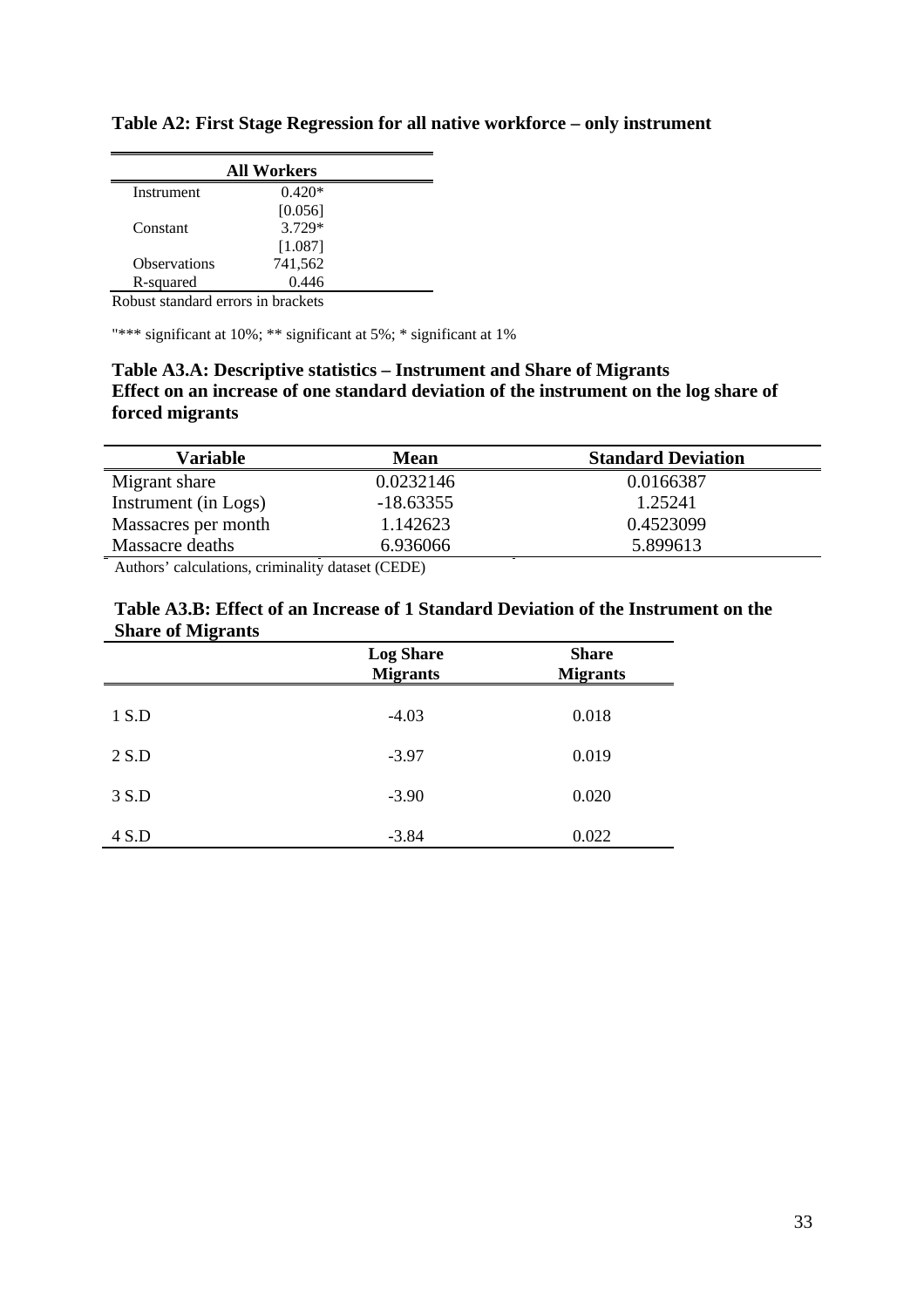**Table A2: First Stage Regression for all native workforce – only instrument**

| | All Workers |
|---|---|
| Instrument | 0.420* |
| | [0.056] |
| Constant | 3.729* |
| | [1.087] |
| Observations | 741,562 |
| R-squared | 0.446 |

Robust standard errors in brackets

"*** significant at 10%; ** significant at 5%; * significant at 1%

**Table A3.A: Descriptive statistics – Instrument and Share of Migrants**
**Effect on an increase of one standard deviation of the instrument on the log share of forced migrants**

| Variable | Mean | Standard Deviation |
|---|---|---|
| Migrant share | 0.0232146 | 0.0166387 |
| Instrument (in Logs) | -18.63355 | 1.25241 |
| Massacres per month | 1.142623 | 0.4523099 |
| Massacre deaths | 6.936066 | 5.899613 |

Authors' calculations, criminality dataset (CEDE)

**Table A3.B: Effect of an Increase of 1 Standard Deviation of the Instrument on the Share of Migrants**

| | Log Share Migrants | Share Migrants |
|---|---|---|
| 1 S.D | -4.03 | 0.018 |
| 2 S.D | -3.97 | 0.019 |
| 3 S.D | -3.90 | 0.020 |
| 4 S.D | -3.84 | 0.022 |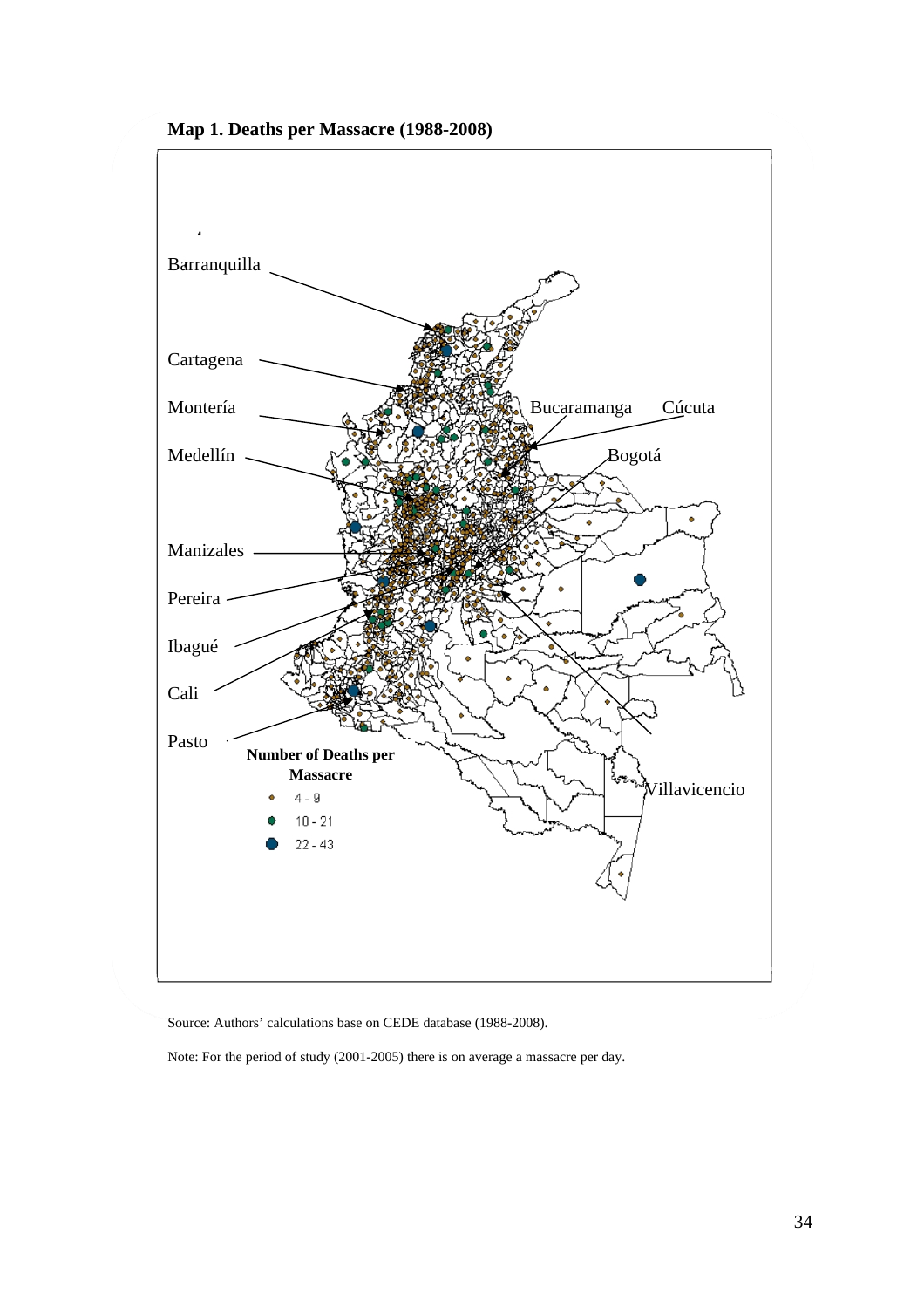**Map 1. Deaths per Massacre (1988-2008)**

Barranquilla

Cartagena

Montería

Medellín

Manizales

Pereira

Ibagué

Cali

Pasto

Bucaramanga

Cúcuta

Bogotá

Villavicencio

**Number of Deaths per Massacre**

4 - 9

10 - 21

22 - 43

Source: Authors' calculations base on CEDE database (1988-2008).

Note: For the period of study (2001-2005) there is on average a massacre per day.